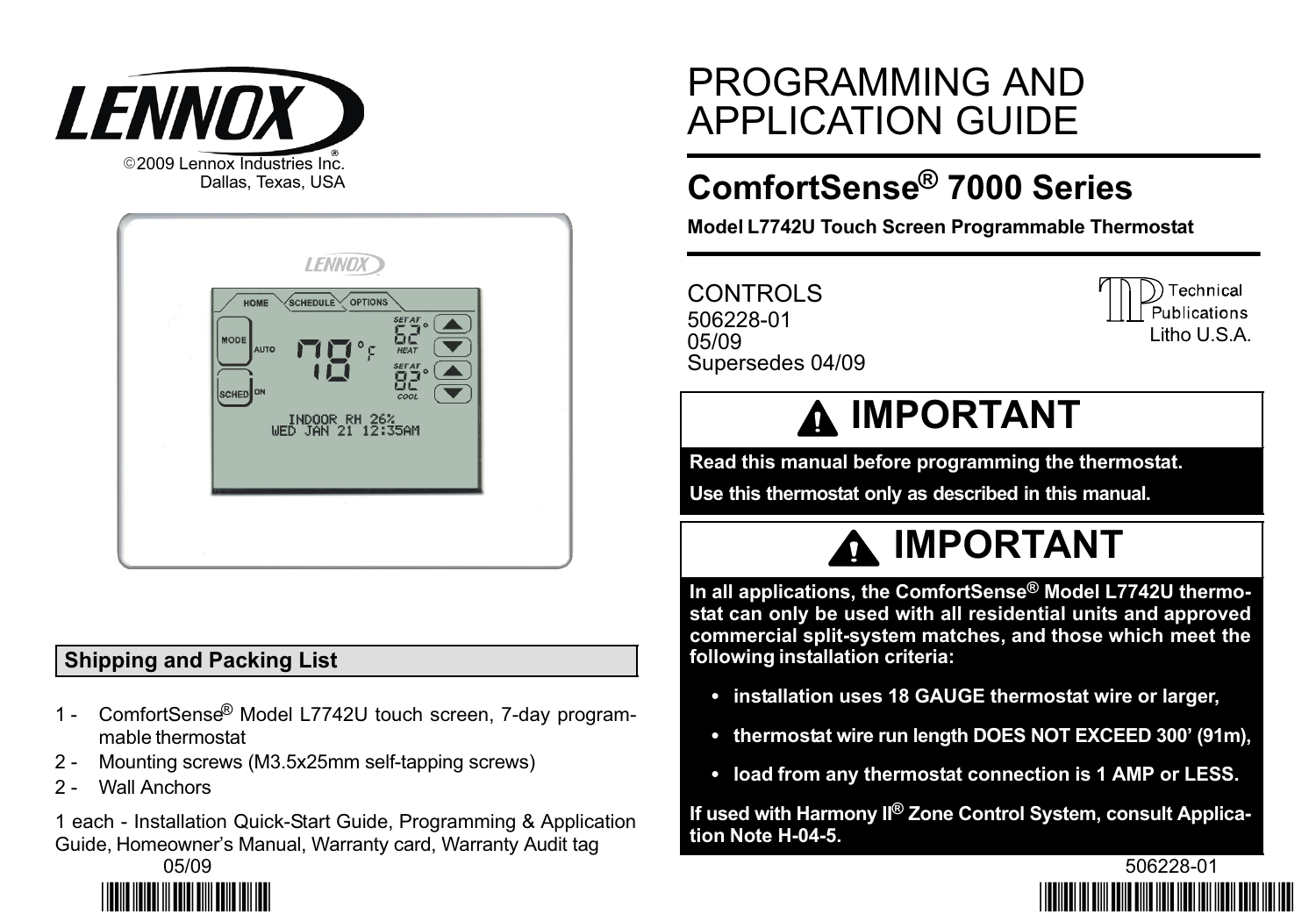©2009 Lennox Industries Inc.
Dallas, Texas, USA

# PROGRAMMING AND APPLICATION GUIDE

## ComfortSense® 7000 Series

**Model L7742U Touch Screen Programmable Thermostat**

CONTROLS
506228-01
05/09
Supersedes 04/09

Technical Publications
Litho U.S.A.

### Shipping and Packing List

1 - ComfortSense® Model L7742U touch screen, 7-day programmable thermostat
2 - Mounting screws (M3.5x25mm self-tapping screws)
2 - Wall Anchors

1 each - Installation Quick-Start Guide, Programming & Application Guide, Homeowner's Manual, Warranty card, Warranty Audit tag

### ⚠ IMPORTANT

**Read this manual before programming the thermostat.**

**Use this thermostat only as described in this manual.**

### ⚠ IMPORTANT

**In all applications, the ComfortSense® Model L7742U thermostat can only be used with all residential units and approved commercial split-system matches, and those which meet the following installation criteria:**

- **installation uses 18 GAUGE thermostat wire or larger,**
- **thermostat wire run length DOES NOT EXCEED 300' (91m),**
- **load from any thermostat connection is 1 AMP or LESS.**

**If used with Harmony II® Zone Control System, consult Application Note H-04-5.**

05/09

506228-01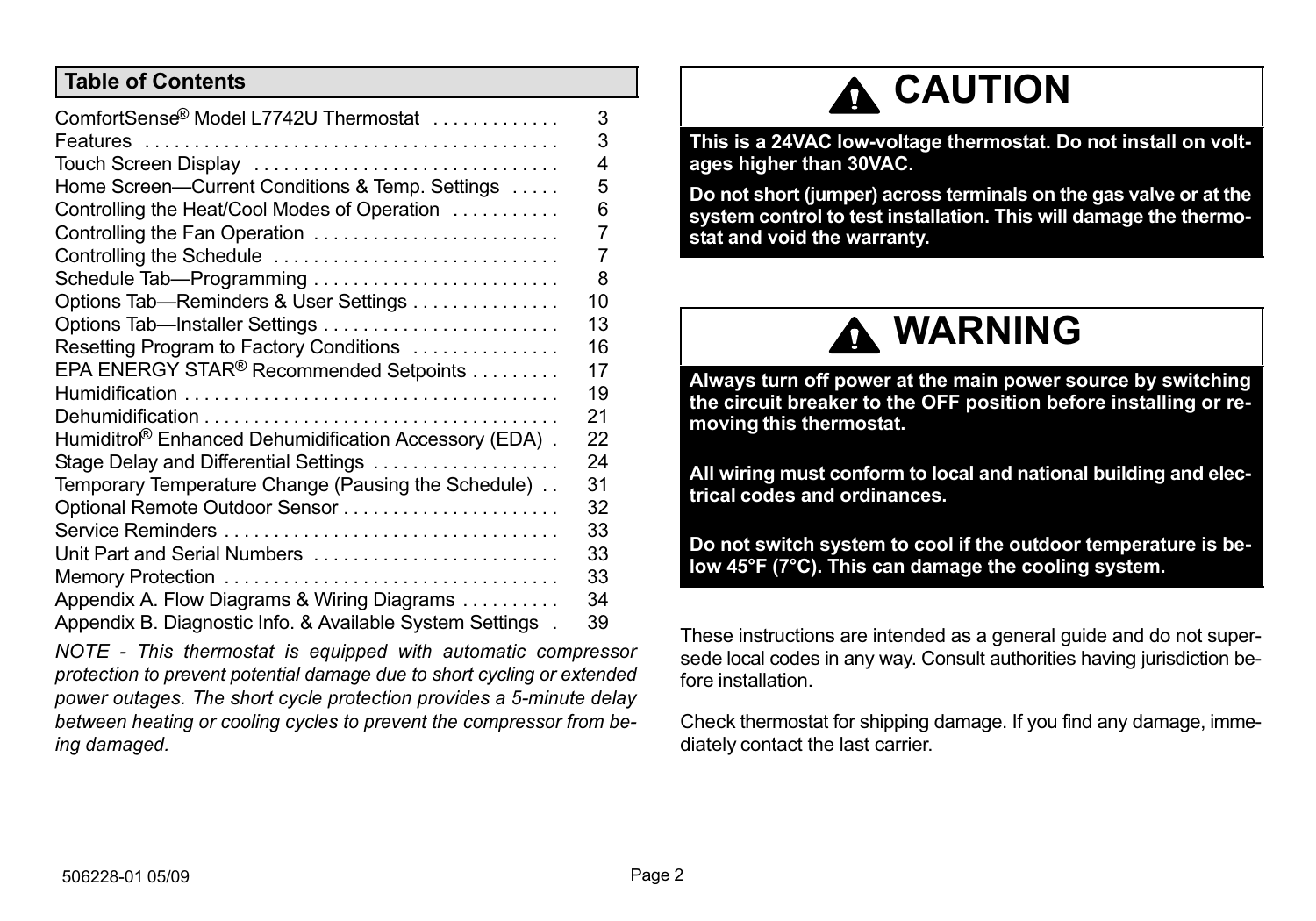## Table of Contents

| Section | Page |
| --- | --- |
| ComfortSense® Model L7742U Thermostat | 3 |
| Features | 3 |
| Touch Screen Display | 4 |
| Home Screen—Current Conditions & Temp. Settings | 5 |
| Controlling the Heat/Cool Modes of Operation | 6 |
| Controlling the Fan Operation | 7 |
| Controlling the Schedule | 7 |
| Schedule Tab—Programming | 8 |
| Options Tab—Reminders & User Settings | 10 |
| Options Tab—Installer Settings | 13 |
| Resetting Program to Factory Conditions | 16 |
| EPA ENERGY STAR® Recommended Setpoints | 17 |
| Humidification | 19 |
| Dehumidification | 21 |
| Humiditrol® Enhanced Dehumidification Accessory (EDA) | 22 |
| Stage Delay and Differential Settings | 24 |
| Temporary Temperature Change (Pausing the Schedule) | 31 |
| Optional Remote Outdoor Sensor | 32 |
| Service Reminders | 33 |
| Unit Part and Serial Numbers | 33 |
| Memory Protection | 33 |
| Appendix A. Flow Diagrams & Wiring Diagrams | 34 |
| Appendix B. Diagnostic Info. & Available System Settings | 39 |

*NOTE - This thermostat is equipped with automatic compressor protection to prevent potential damage due to short cycling or extended power outages. The short cycle protection provides a 5-minute delay between heating or cooling cycles to prevent the compressor from being damaged.*

# CAUTION

**This is a 24VAC low-voltage thermostat. Do not install on voltages higher than 30VAC.**

**Do not short (jumper) across terminals on the gas valve or at the system control to test installation. This will damage the thermostat and void the warranty.**

# WARNING

**Always turn off power at the main power source by switching the circuit breaker to the OFF position before installing or removing this thermostat.**

**All wiring must conform to local and national building and electrical codes and ordinances.**

**Do not switch system to cool if the outdoor temperature is below 45°F (7°C). This can damage the cooling system.**

These instructions are intended as a general guide and do not supersede local codes in any way. Consult authorities having jurisdiction before installation.

Check thermostat for shipping damage. If you find any damage, immediately contact the last carrier.

506228-01 05/09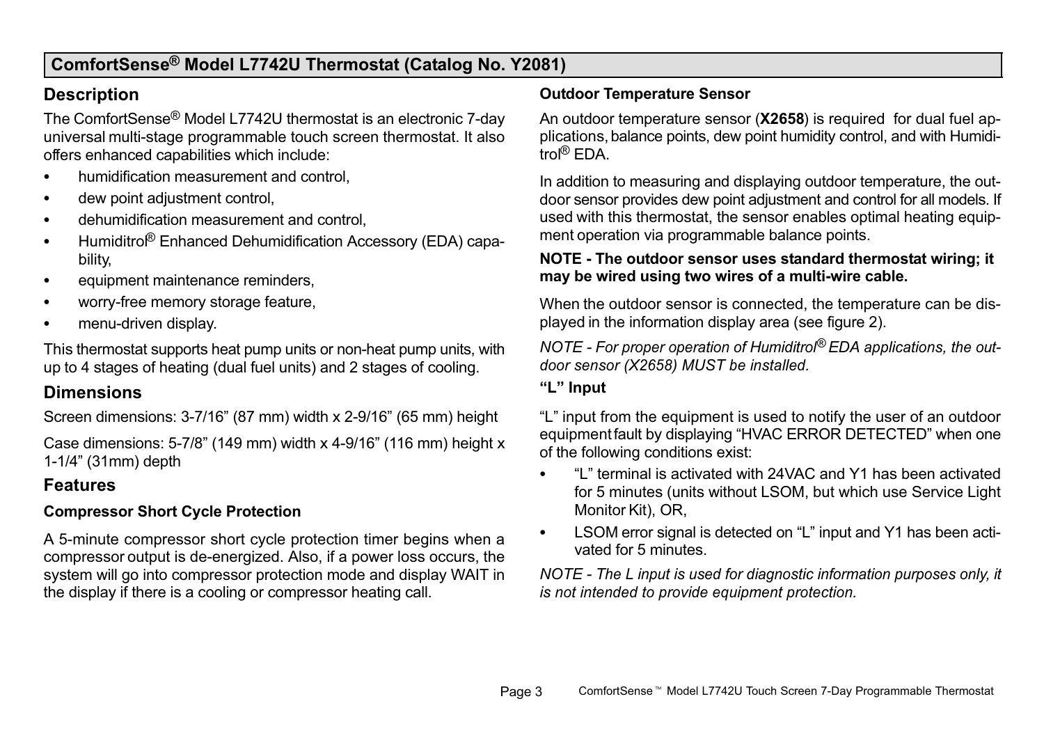## ComfortSense® Model L7742U Thermostat (Catalog No. Y2081)

### Description

The ComfortSense® Model L7742U thermostat is an electronic 7-day universal multi-stage programmable touch screen thermostat. It also offers enhanced capabilities which include:

- humidification measurement and control,
- dew point adjustment control,
- dehumidification measurement and control,
- Humiditrol® Enhanced Dehumidification Accessory (EDA) capability,
- equipment maintenance reminders,
- worry-free memory storage feature,
- menu-driven display.

This thermostat supports heat pump units or non-heat pump units, with up to 4 stages of heating (dual fuel units) and 2 stages of cooling.

### Dimensions

Screen dimensions: 3-7/16" (87 mm) width x 2-9/16" (65 mm) height

Case dimensions: 5-7/8" (149 mm) width x 4-9/16" (116 mm) height x 1-1/4" (31mm) depth

### Features

#### Compressor Short Cycle Protection

A 5-minute compressor short cycle protection timer begins when a compressor output is de-energized. Also, if a power loss occurs, the system will go into compressor protection mode and display WAIT in the display if there is a cooling or compressor heating call.

#### Outdoor Temperature Sensor

An outdoor temperature sensor (**X2658**) is required for dual fuel applications, balance points, dew point humidity control, and with Humiditrol® EDA.

In addition to measuring and displaying outdoor temperature, the outdoor sensor provides dew point adjustment and control for all models. If used with this thermostat, the sensor enables optimal heating equipment operation via programmable balance points.

**NOTE - The outdoor sensor uses standard thermostat wiring; it may be wired using two wires of a multi-wire cable.**

When the outdoor sensor is connected, the temperature can be displayed in the information display area (see figure 2).

*NOTE - For proper operation of Humiditrol® EDA applications, the outdoor sensor (X2658) MUST be installed.*

#### "L" Input

"L" input from the equipment is used to notify the user of an outdoor equipment fault by displaying "HVAC ERROR DETECTED" when one of the following conditions exist:

- "L" terminal is activated with 24VAC and Y1 has been activated for 5 minutes (units without LSOM, but which use Service Light Monitor Kit), OR,
- LSOM error signal is detected on "L" input and Y1 has been activated for 5 minutes.

*NOTE - The L input is used for diagnostic information purposes only, it is not intended to provide equipment protection.*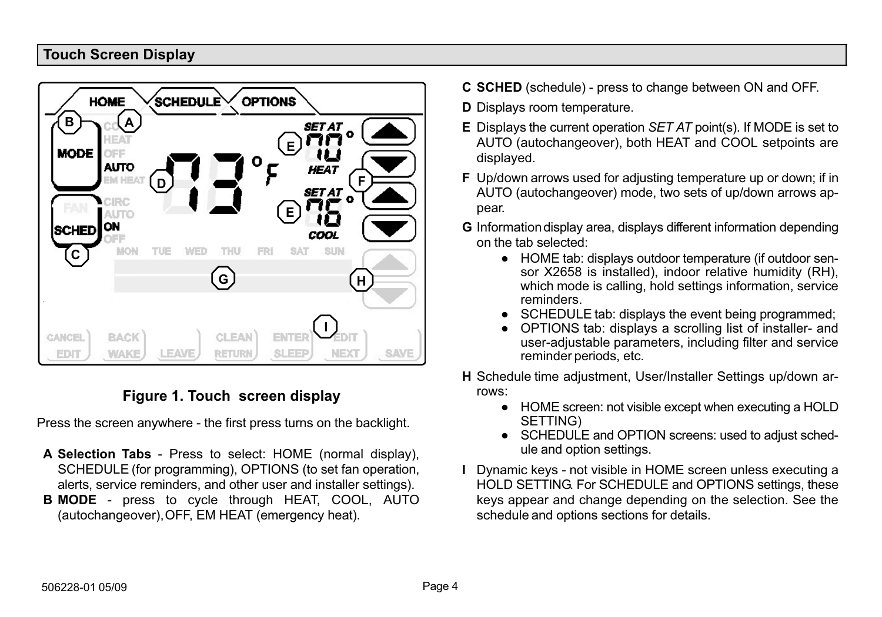## Touch Screen Display

**Figure 1. Touch screen display**

Press the screen anywhere - the first press turns on the backlight.

**A** **Selection Tabs** - Press to select: HOME (normal display), SCHEDULE (for programming), OPTIONS (to set fan operation, alerts, service reminders, and other user and installer settings).

**B** **MODE** - press to cycle through HEAT, COOL, AUTO (autochangeover), OFF, EM HEAT (emergency heat).

**C** **SCHED** (schedule) - press to change between ON and OFF.

**D** Displays room temperature.

**E** Displays the current operation *SET AT* point(s). If MODE is set to AUTO (autochangeover), both HEAT and COOL setpoints are displayed.

**F** Up/down arrows used for adjusting temperature up or down; if in AUTO (autochangeover) mode, two sets of up/down arrows appear.

**G** Information display area, displays different information depending on the tab selected:

- HOME tab: displays outdoor temperature (if outdoor sensor X2658 is installed), indoor relative humidity (RH), which mode is calling, hold settings information, service reminders.
- SCHEDULE tab: displays the event being programmed;
- OPTIONS tab: displays a scrolling list of installer- and user-adjustable parameters, including filter and service reminder periods, etc.

**H** Schedule time adjustment, User/Installer Settings up/down arrows:

- HOME screen: not visible except when executing a HOLD SETTING)
- SCHEDULE and OPTION screens: used to adjust schedule and option settings.

**I** Dynamic keys - not visible in HOME screen unless executing a HOLD SETTING. For SCHEDULE and OPTIONS settings, these keys appear and change depending on the selection. See the schedule and options sections for details.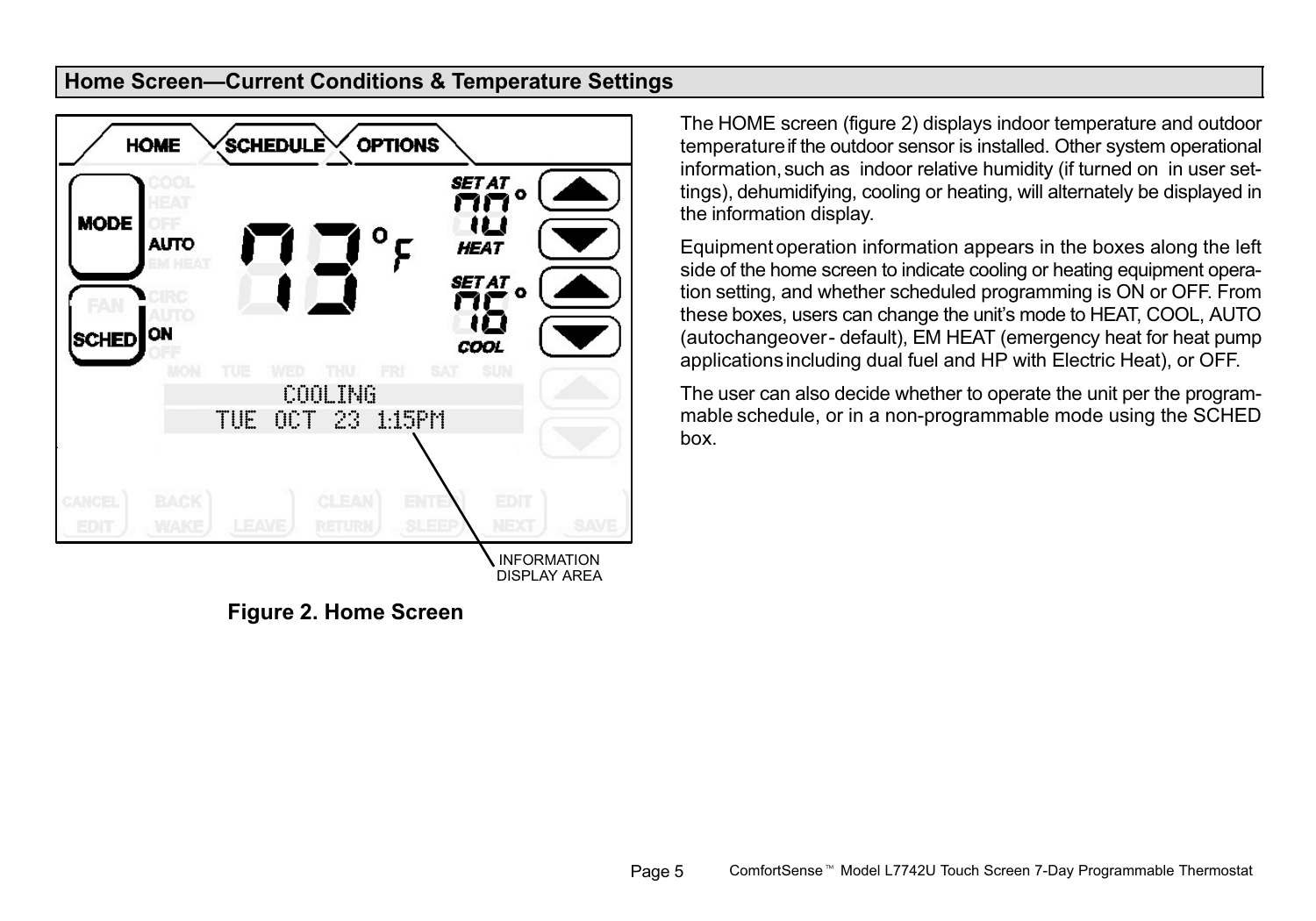## Home Screen—Current Conditions & Temperature Settings

Figure 2. Home Screen

The HOME screen (figure 2) displays indoor temperature and outdoor temperature if the outdoor sensor is installed. Other system operational information, such as indoor relative humidity (if turned on in user settings), dehumidifying, cooling or heating, will alternately be displayed in the information display.

Equipment operation information appears in the boxes along the left side of the home screen to indicate cooling or heating equipment operation setting, and whether scheduled programming is ON or OFF. From these boxes, users can change the unit's mode to HEAT, COOL, AUTO (autochangeover - default), EM HEAT (emergency heat for heat pump applications including dual fuel and HP with Electric Heat), or OFF.

The user can also decide whether to operate the unit per the programmable schedule, or in a non-programmable mode using the SCHED box.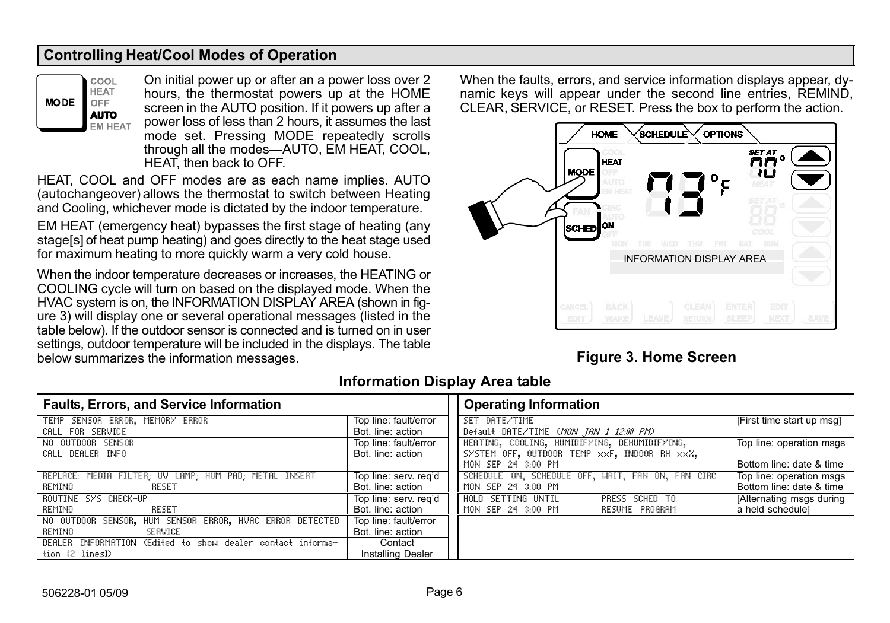## Controlling Heat/Cool Modes of Operation

On initial power up or after an a power loss over 2 hours, the thermostat powers up at the HOME screen in the AUTO position. If it powers up after a power loss of less than 2 hours, it assumes the last mode set. Pressing MODE repeatedly scrolls through all the modes—AUTO, EM HEAT, COOL, HEAT, then back to OFF.

HEAT, COOL and OFF modes are as each name implies. AUTO (autochangeover) allows the thermostat to switch between Heating and Cooling, whichever mode is dictated by the indoor temperature.

EM HEAT (emergency heat) bypasses the first stage of heating (any stage[s] of heat pump heating) and goes directly to the heat stage used for maximum heating to more quickly warm a very cold house.

When the indoor temperature decreases or increases, the HEATING or COOLING cycle will turn on based on the displayed mode. When the HVAC system is on, the INFORMATION DISPLAY AREA (shown in figure 3) will display one or several operational messages (listed in the table below). If the outdoor sensor is connected and is turned on in user settings, outdoor temperature will be included in the displays. The table below summarizes the information messages.

When the faults, errors, and service information displays appear, dynamic keys will appear under the second line entries, REMIND, CLEAR, SERVICE, or RESET. Press the box to perform the action.

**Figure 3. Home Screen**

### Information Display Area table

| Faults, Errors, and Service Information | |
|---|---|
| TEMP SENSOR ERROR, MEMORY ERROR<br>CALL FOR SERVICE | Top line: fault/error<br>Bot. line: action |
| NO OUTDOOR SENSOR<br>CALL DEALER INFO | Top line: fault/error<br>Bot. line: action |
| REPLACE: MEDIA FILTER; UV LAMP; HUM PAD; METAL INSERT<br>REMIND RESET | Top line: serv. req'd<br>Bot. line: action |
| ROUTINE SYS CHECK-UP<br>REMIND RESET | Top line: serv. req'd<br>Bot. line: action |
| NO OUTDOOR SENSOR, HUM SENSOR ERROR, HVAC ERROR DETECTED<br>REMIND SERVICE | Top line: fault/error<br>Bot. line: action |
| DEALER INFORMATION (Edited to show dealer contact information [2 lines]) | Contact Installing Dealer |

| Operating Information | |
|---|---|
| SET DATE/TIME<br>Default DATE/TIME (*MON JAN 1 12:00 PM*) | [First time start up msg] |
| HEATING, COOLING, HUMIDIFYING, DEHUMIDIFYING, SYSTEM OFF, OUTDOOR TEMP xxF, INDOOR RH xx%,<br>MON SEP 24 3:00 PM | Top line: operation msgs<br>Bottom line: date & time |
| SCHEDULE ON, SCHEDULE OFF, WAIT, FAN ON, FAN CIRC<br>MON SEP 24 3:00 PM | Top line: operation msgs<br>Bottom line: date & time |
| HOLD SETTING UNTIL / PRESS SCHED TO<br>MON SEP 24 3:00 PM / RESUME PROGRAM | [Alternating msgs during a held schedule] |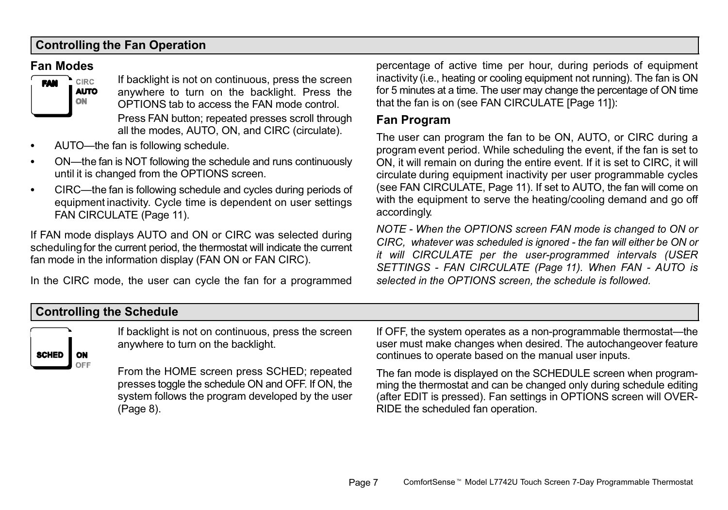## Controlling the Fan Operation

### Fan Modes

FAN CIRC AUTO ON

If backlight is not on continuous, press the screen anywhere to turn on the backlight. Press the OPTIONS tab to access the FAN mode control.

Press FAN button; repeated presses scroll through all the modes, AUTO, ON, and CIRC (circulate).

- AUTO—the fan is following schedule.
- ON—the fan is NOT following the schedule and runs continuously until it is changed from the OPTIONS screen.
- CIRC—the fan is following schedule and cycles during periods of equipment inactivity. Cycle time is dependent on user settings FAN CIRCULATE (Page 11).

If FAN mode displays AUTO and ON or CIRC was selected during scheduling for the current period, the thermostat will indicate the current fan mode in the information display (FAN ON or FAN CIRC).

In the CIRC mode, the user can cycle the fan for a programmed percentage of active time per hour, during periods of equipment inactivity (i.e., heating or cooling equipment not running). The fan is ON for 5 minutes at a time. The user may change the percentage of ON time that the fan is on (see FAN CIRCULATE [Page 11]):

### Fan Program

The user can program the fan to be ON, AUTO, or CIRC during a program event period. While scheduling the event, if the fan is set to ON, it will remain on during the entire event. If it is set to CIRC, it will circulate during equipment inactivity per user programmable cycles (see FAN CIRCULATE, Page 11). If set to AUTO, the fan will come on with the equipment to serve the heating/cooling demand and go off accordingly.

*NOTE - When the OPTIONS screen FAN mode is changed to ON or CIRC, whatever was scheduled is ignored - the fan will either be ON or it will CIRCULATE per the user-programmed intervals (USER SETTINGS - FAN CIRCULATE (Page 11). When FAN - AUTO is selected in the OPTIONS screen, the schedule is followed.*

## Controlling the Schedule

SCHED ON OFF

If backlight is not on continuous, press the screen anywhere to turn on the backlight.

From the HOME screen press SCHED; repeated presses toggle the schedule ON and OFF. If ON, the system follows the program developed by the user (Page 8).

If OFF, the system operates as a non-programmable thermostat—the user must make changes when desired. The autochangeover feature continues to operate based on the manual user inputs.

The fan mode is displayed on the SCHEDULE screen when programming the thermostat and can be changed only during schedule editing (after EDIT is pressed). Fan settings in OPTIONS screen will OVERRIDE the scheduled fan operation.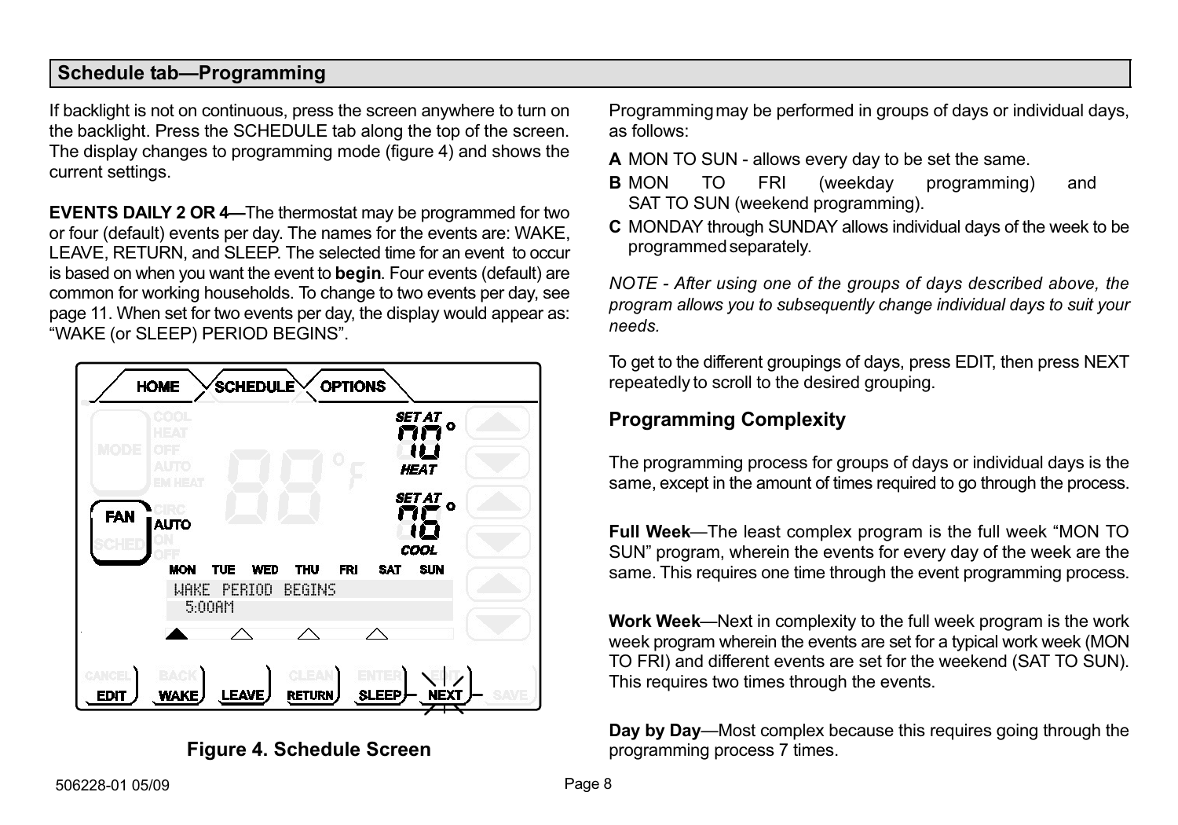## Schedule tab—Programming

If backlight is not on continuous, press the screen anywhere to turn on the backlight. Press the SCHEDULE tab along the top of the screen. The display changes to programming mode (figure 4) and shows the current settings.

**EVENTS DAILY 2 OR 4—**The thermostat may be programmed for two or four (default) events per day. The names for the events are: WAKE, LEAVE, RETURN, and SLEEP. The selected time for an event to occur is based on when you want the event to **begin**. Four events (default) are common for working households. To change to two events per day, see page 11. When set for two events per day, the display would appear as: "WAKE (or SLEEP) PERIOD BEGINS".

**Figure 4. Schedule Screen**

Programming may be performed in groups of days or individual days, as follows:

**A** MON TO SUN - allows every day to be set the same.

**B** MON TO FRI (weekday programming) and SAT TO SUN (weekend programming).

**C** MONDAY through SUNDAY allows individual days of the week to be programmed separately.

*NOTE - After using one of the groups of days described above, the program allows you to subsequently change individual days to suit your needs.*

To get to the different groupings of days, press EDIT, then press NEXT repeatedly to scroll to the desired grouping.

### Programming Complexity

The programming process for groups of days or individual days is the same, except in the amount of times required to go through the process.

**Full Week**—The least complex program is the full week "MON TO SUN" program, wherein the events for every day of the week are the same. This requires one time through the event programming process.

**Work Week**—Next in complexity to the full week program is the work week program wherein the events are set for a typical work week (MON TO FRI) and different events are set for the weekend (SAT TO SUN). This requires two times through the events.

**Day by Day**—Most complex because this requires going through the programming process 7 times.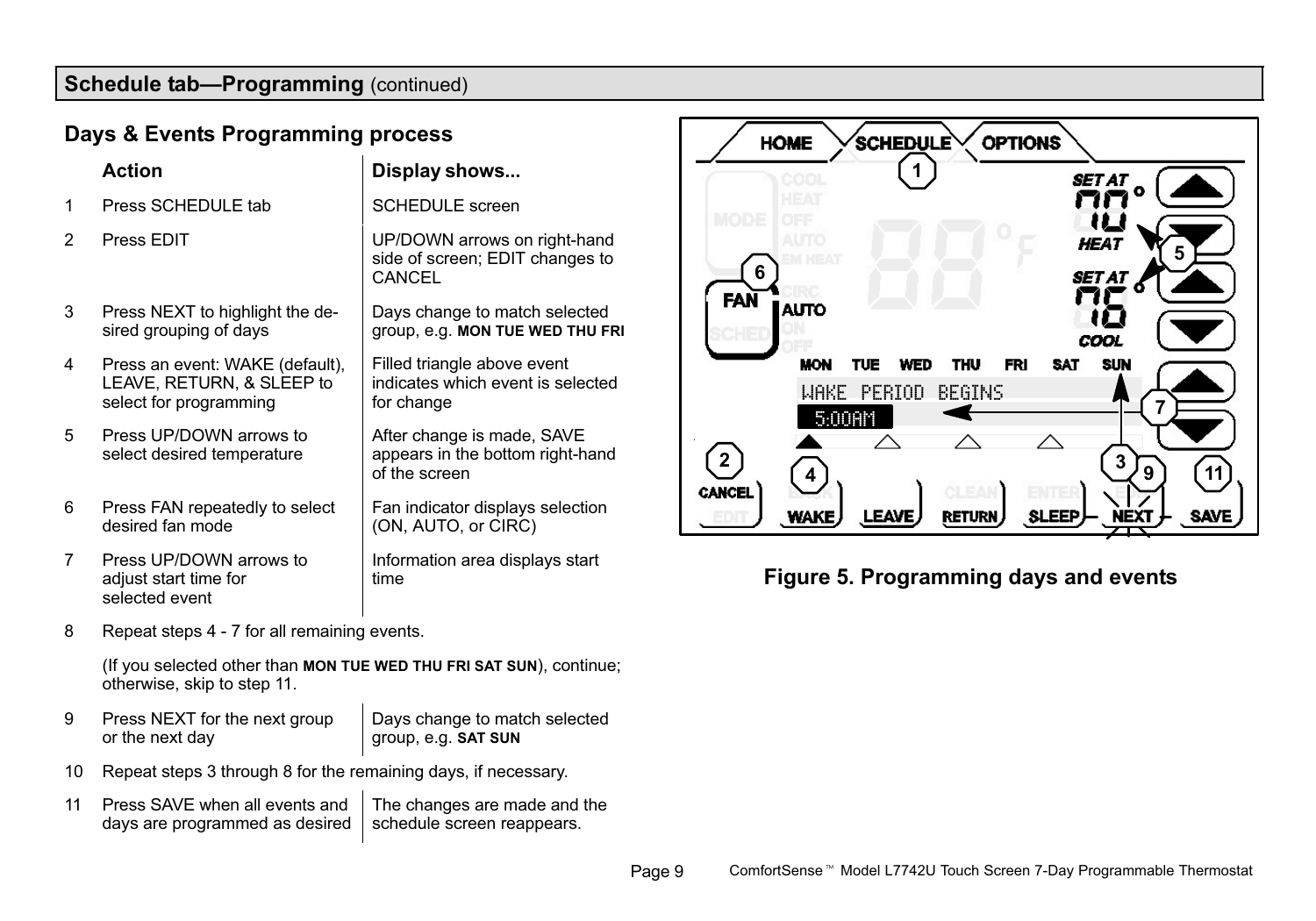## Schedule tab—Programming (continued)

### Days & Events Programming process

| | Action | Display shows... |
|---|---|---|
| 1 | Press SCHEDULE tab | SCHEDULE screen |
| 2 | Press EDIT | UP/DOWN arrows on right-hand side of screen; EDIT changes to CANCEL |
| 3 | Press NEXT to highlight the desired grouping of days | Days change to match selected group, e.g. **MON TUE WED THU FRI** |
| 4 | Press an event: WAKE (default), LEAVE, RETURN, & SLEEP to select for programming | Filled triangle above event indicates which event is selected for change |
| 5 | Press UP/DOWN arrows to select desired temperature | After change is made, SAVE appears in the bottom right-hand of the screen |
| 6 | Press FAN repeatedly to select desired fan mode | Fan indicator displays selection (ON, AUTO, or CIRC) |
| 7 | Press UP/DOWN arrows to adjust start time for selected event | Information area displays start time |

8. Repeat steps 4 - 7 for all remaining events.

   (If you selected other than **MON TUE WED THU FRI SAT SUN**), continue; otherwise, skip to step 11.

| | Action | Display shows... |
|---|---|---|
| 9 | Press NEXT for the next group or the next day | Days change to match selected group, e.g. **SAT SUN** |

10. Repeat steps 3 through 8 for the remaining days, if necessary.

| | Action | Display shows... |
|---|---|---|
| 11 | Press SAVE when all events and days are programmed as desired | The changes are made and the schedule screen reappears. |

**Figure 5. Programming days and events**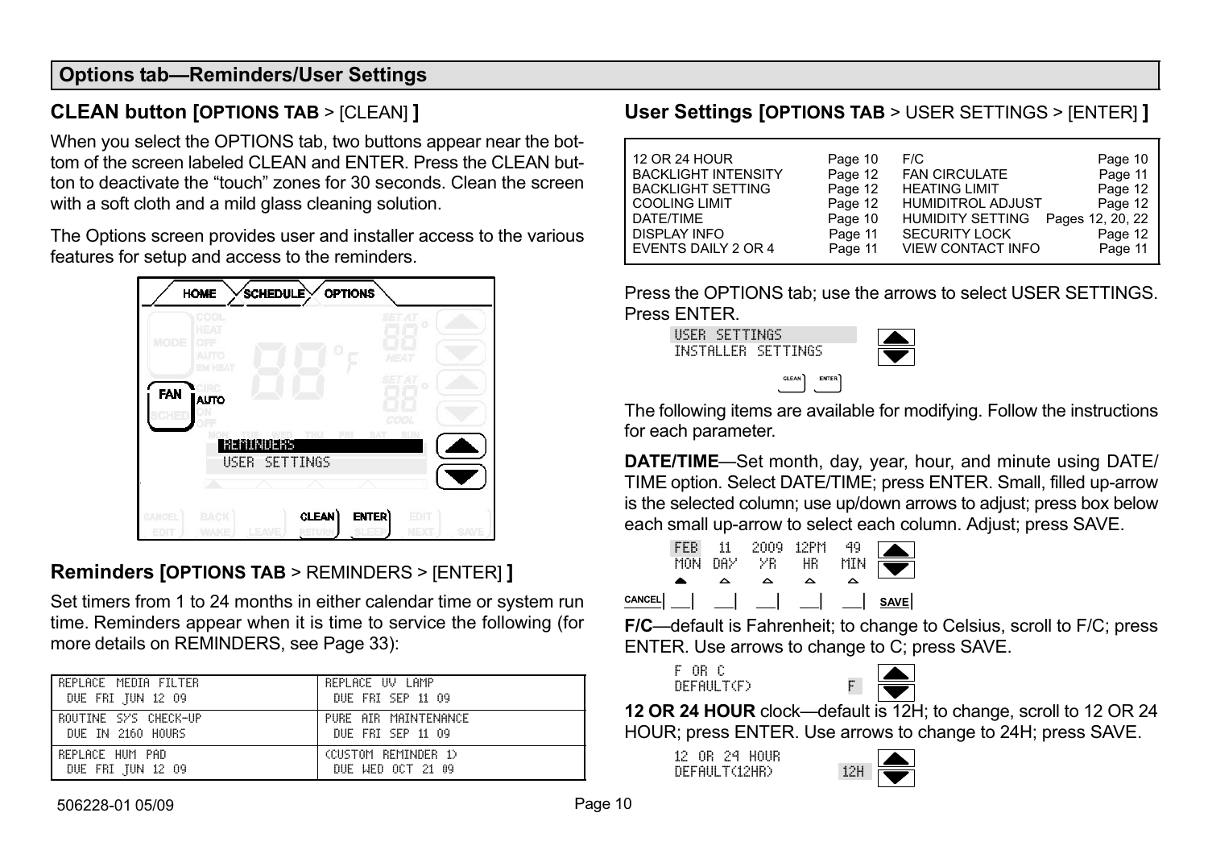## Options tab—Reminders/User Settings

### CLEAN button [OPTIONS TAB > [CLEAN] ]

When you select the OPTIONS tab, two buttons appear near the bottom of the screen labeled CLEAN and ENTER. Press the CLEAN button to deactivate the "touch" zones for 30 seconds. Clean the screen with a soft cloth and a mild glass cleaning solution.

The Options screen provides user and installer access to the various features for setup and access to the reminders.

### Reminders [OPTIONS TAB > REMINDERS > [ENTER] ]

Set timers from 1 to 24 months in either calendar time or system run time. Reminders appear when it is time to service the following (for more details on REMINDERS, see Page 33):

| | |
|---|---|
| REPLACE MEDIA FILTER<br>DUE FRI JUN 12 09 | REPLACE UV LAMP<br>DUE FRI SEP 11 09 |
| ROUTINE SYS CHECK-UP<br>DUE IN 2160 HOURS | PURE AIR MAINTENANCE<br>DUE FRI SEP 11 09 |
| REPLACE HUM PAD<br>DUE FRI JUN 12 09 | (CUSTOM REMINDER 1)<br>DUE WED OCT 21 09 |

### User Settings [OPTIONS TAB > USER SETTINGS > [ENTER] ]

| | | | |
|---|---|---|---|
| 12 OR 24 HOUR | Page 10 | F/C | Page 10 |
| BACKLIGHT INTENSITY | Page 12 | FAN CIRCULATE | Page 11 |
| BACKLIGHT SETTING | Page 12 | HEATING LIMIT | Page 12 |
| COOLING LIMIT | Page 12 | HUMIDITROL ADJUST | Page 12 |
| DATE/TIME | Page 10 | HUMIDITY SETTING | Pages 12, 20, 22 |
| DISPLAY INFO | Page 11 | SECURITY LOCK | Page 12 |
| EVENTS DAILY 2 OR 4 | Page 11 | VIEW CONTACT INFO | Page 11 |

Press the OPTIONS tab; use the arrows to select USER SETTINGS. Press ENTER.

The following items are available for modifying. Follow the instructions for each parameter.

**DATE/TIME**—Set month, day, year, hour, and minute using DATE/TIME option. Select DATE/TIME; press ENTER. Small, filled up-arrow is the selected column; use up/down arrows to adjust; press box below each small up-arrow to select each column. Adjust; press SAVE.

**F/C**—default is Fahrenheit; to change to Celsius, scroll to F/C; press ENTER. Use arrows to change to C; press SAVE.

**12 OR 24 HOUR** clock—default is 12H; to change, scroll to 12 OR 24 HOUR; press ENTER. Use arrows to change to 24H; press SAVE.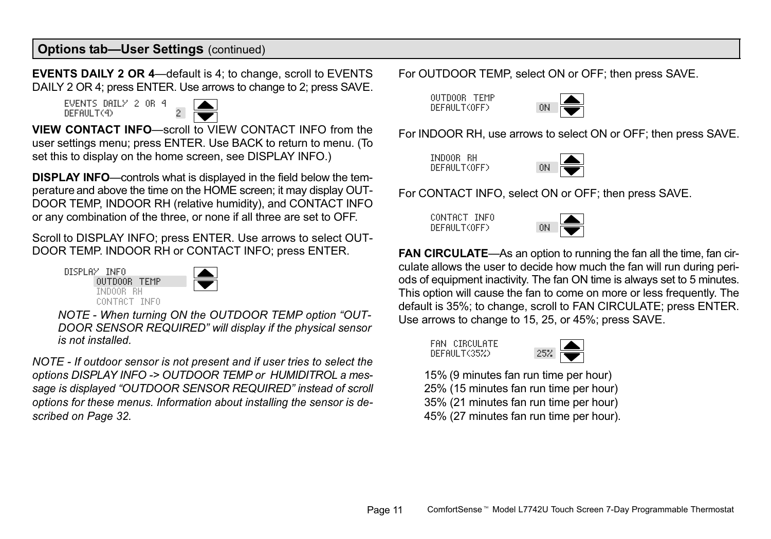## Options tab—User Settings (continued)

**EVENTS DAILY 2 OR 4**—default is 4; to change, scroll to EVENTS DAILY 2 OR 4; press ENTER. Use arrows to change to 2; press SAVE.

```
EVENTS DAILY 2 OR 4
DEFAULT(4)          2
```

**VIEW CONTACT INFO**—scroll to VIEW CONTACT INFO from the user settings menu; press ENTER. Use BACK to return to menu. (To set this to display on the home screen, see DISPLAY INFO.)

**DISPLAY INFO**—controls what is displayed in the field below the temperature and above the time on the HOME screen; it may display OUTDOOR TEMP, INDOOR RH (relative humidity), and CONTACT INFO or any combination of the three, or none if all three are set to OFF.

Scroll to DISPLAY INFO; press ENTER. Use arrows to select OUTDOOR TEMP. INDOOR RH or CONTACT INFO; press ENTER.

```
DISPLAY INFO
      OUTDOOR TEMP
      INDOOR RH
      CONTACT INFO
```

*NOTE - When turning ON the OUTDOOR TEMP option "OUTDOOR SENSOR REQUIRED" will display if the physical sensor is not installed.*

*NOTE - If outdoor sensor is not present and if user tries to select the options DISPLAY INFO -> OUTDOOR TEMP or HUMIDITROL a message is displayed "OUTDOOR SENSOR REQUIRED" instead of scroll options for these menus. Information about installing the sensor is described on Page 32.*

For OUTDOOR TEMP, select ON or OFF; then press SAVE.

```
OUTDOOR TEMP
DEFAULT(OFF)        ON
```

For INDOOR RH, use arrows to select ON or OFF; then press SAVE.

```
INDOOR RH
DEFAULT(OFF)        ON
```

For CONTACT INFO, select ON or OFF; then press SAVE.

```
CONTACT INFO
DEFAULT(OFF)        ON
```

**FAN CIRCULATE**—As an option to running the fan all the time, fan circulate allows the user to decide how much the fan will run during periods of equipment inactivity. The fan ON time is always set to 5 minutes. This option will cause the fan to come on more or less frequently. The default is 35%; to change, scroll to FAN CIRCULATE; press ENTER. Use arrows to change to 15, 25, or 45%; press SAVE.

```
FAN CIRCULATE
DEFAULT(35%)        25%
```

15% (9 minutes fan run time per hour)
25% (15 minutes fan run time per hour)
35% (21 minutes fan run time per hour)
45% (27 minutes fan run time per hour).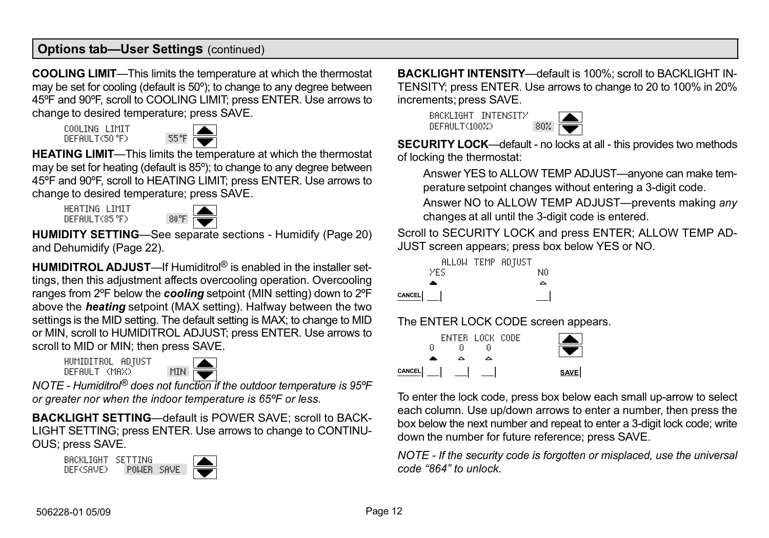## Options tab—User Settings (continued)

**COOLING LIMIT**—This limits the temperature at which the thermostat may be set for cooling (default is 50º); to change to any degree between 45ºF and 90ºF, scroll to COOLING LIMIT; press ENTER. Use arrows to change to desired temperature; press SAVE.

```
COOLING LIMIT
DEFAULT(50°F)        55°F
```

**HEATING LIMIT**—This limits the temperature at which the thermostat may be set for heating (default is 85º); to change to any degree between 45ºF and 90ºF, scroll to HEATING LIMIT; press ENTER. Use arrows to change to desired temperature; press SAVE.

```
HEATING LIMIT
DEFAULT(85°F)        80°F
```

**HUMIDITY SETTING**—See separate sections - Humidify (Page 20) and Dehumidify (Page 22).

**HUMIDITROL ADJUST**—If Humiditrol® is enabled in the installer settings, then this adjustment affects overcooling operation. Overcooling ranges from 2ºF below the ***cooling*** setpoint (MIN setting) down to 2ºF above the ***heating*** setpoint (MAX setting). Halfway between the two settings is the MID setting. The default setting is MAX; to change to MID or MIN, scroll to HUMIDITROL ADJUST; press ENTER. Use arrows to scroll to MID or MIN; then press SAVE.

```
HUMIDITROL ADJUST
DEFAULT (MAX)        MIN
```

*NOTE - Humiditrol® does not function if the outdoor temperature is 95ºF or greater nor when the indoor temperature is 65ºF or less.*

**BACKLIGHT SETTING**—default is POWER SAVE; scroll to BACKLIGHT SETTING; press ENTER. Use arrows to change to CONTINUOUS; press SAVE.

```
BACKLIGHT SETTING
DEF(SAVE)    POWER SAVE
```

**BACKLIGHT INTENSITY**—default is 100%; scroll to BACKLIGHT INTENSITY; press ENTER. Use arrows to change to 20 to 100% in 20% increments; press SAVE.

```
BACKLIGHT INTENSITY
DEFAULT(100%)        80%
```

**SECURITY LOCK**—default - no locks at all - this provides two methods of locking the thermostat:

Answer YES to ALLOW TEMP ADJUST—anyone can make temperature setpoint changes without entering a 3-digit code.

Answer NO to ALLOW TEMP ADJUST—prevents making *any* changes at all until the 3-digit code is entered.

Scroll to SECURITY LOCK and press ENTER; ALLOW TEMP ADJUST screen appears; press box below YES or NO.

```
   ALLOW TEMP ADJUST
YES                NO
CANCEL
```

The ENTER LOCK CODE screen appears.

```
   ENTER LOCK CODE
0    0    0
CANCEL                SAVE
```

To enter the lock code, press box below each small up-arrow to select each column. Use up/down arrows to enter a number, then press the box below the next number and repeat to enter a 3-digit lock code; write down the number for future reference; press SAVE.

*NOTE - If the security code is forgotten or misplaced, use the universal code “864” to unlock.*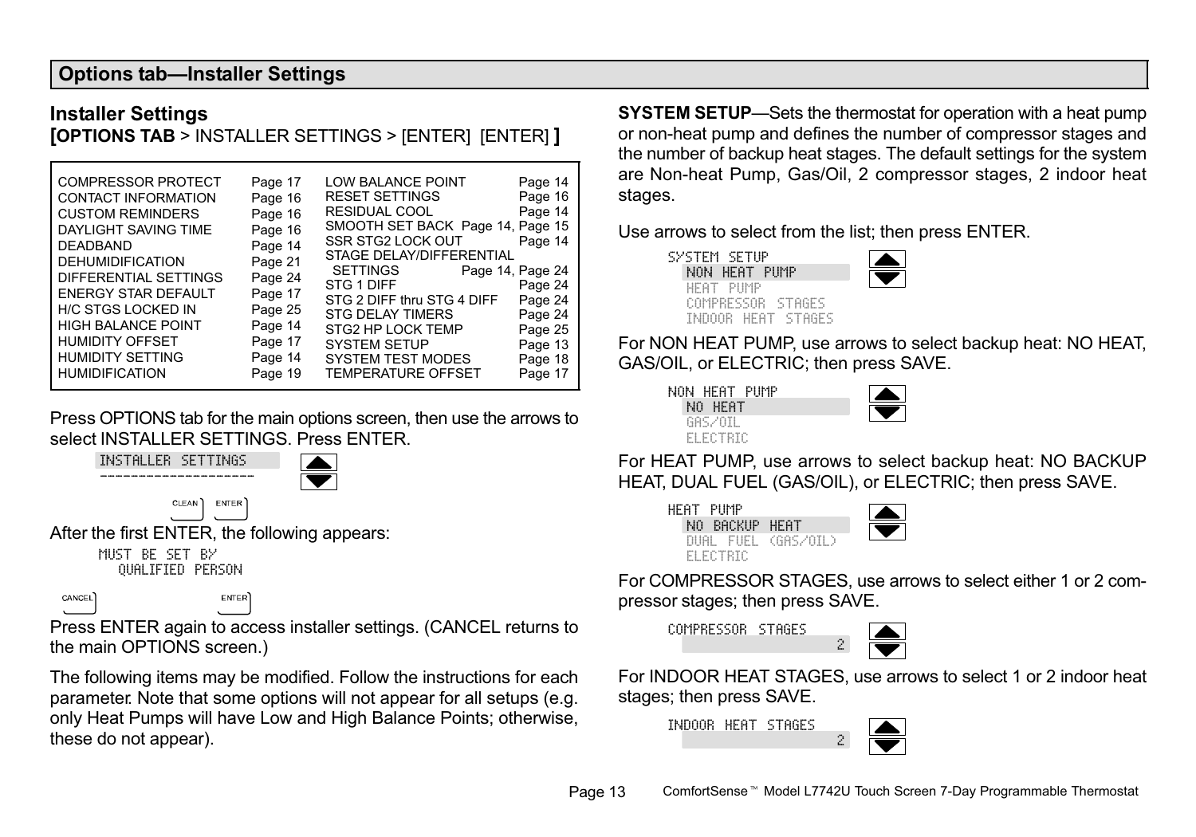## Options tab—Installer Settings

### Installer Settings

**[OPTIONS TAB** > INSTALLER SETTINGS > [ENTER] [ENTER] **]**

| | | | |
|---|---|---|---|
| COMPRESSOR PROTECT | Page 17 | LOW BALANCE POINT | Page 14 |
| CONTACT INFORMATION | Page 16 | RESET SETTINGS | Page 16 |
| CUSTOM REMINDERS | Page 16 | RESIDUAL COOL | Page 14 |
| DAYLIGHT SAVING TIME | Page 16 | SMOOTH SET BACK | Page 14, Page 15 |
| DEADBAND | Page 14 | SSR STG2 LOCK OUT | Page 14 |
| DEHUMIDIFICATION | Page 21 | STAGE DELAY/DIFFERENTIAL SETTINGS | Page 14, Page 24 |
| DIFFERENTIAL SETTINGS | Page 24 | STG 1 DIFF | Page 24 |
| ENERGY STAR DEFAULT | Page 17 | STG 2 DIFF thru STG 4 DIFF | Page 24 |
| H/C STGS LOCKED IN | Page 25 | STG DELAY TIMERS | Page 24 |
| HIGH BALANCE POINT | Page 14 | STG2 HP LOCK TEMP | Page 25 |
| HUMIDITY OFFSET | Page 17 | SYSTEM SETUP | Page 13 |
| HUMIDITY SETTING | Page 14 | SYSTEM TEST MODES | Page 18 |
| HUMIDIFICATION | Page 19 | TEMPERATURE OFFSET | Page 17 |

Press OPTIONS tab for the main options screen, then use the arrows to select INSTALLER SETTINGS. Press ENTER.

```
INSTALLER SETTINGS
--------------------
CLEAN    ENTER
```

After the first ENTER, the following appears:

```
MUST BE SET BY
  QUALIFIED PERSON
CANCEL    ENTER
```

Press ENTER again to access installer settings. (CANCEL returns to the main OPTIONS screen.)

The following items may be modified. Follow the instructions for each parameter. Note that some options will not appear for all setups (e.g. only Heat Pumps will have Low and High Balance Points; otherwise, these do not appear).

**SYSTEM SETUP**—Sets the thermostat for operation with a heat pump or non-heat pump and defines the number of compressor stages and the number of backup heat stages. The default settings for the system are Non-heat Pump, Gas/Oil, 2 compressor stages, 2 indoor heat stages.

Use arrows to select from the list; then press ENTER.

```
SYSTEM SETUP
  NON HEAT PUMP
  HEAT PUMP
  COMPRESSOR STAGES
  INDOOR HEAT STAGES
```

For NON HEAT PUMP, use arrows to select backup heat: NO HEAT, GAS/OIL, or ELECTRIC; then press SAVE.

```
NON HEAT PUMP
  NO HEAT
  GAS/OIL
  ELECTRIC
```

For HEAT PUMP, use arrows to select backup heat: NO BACKUP HEAT, DUAL FUEL (GAS/OIL), or ELECTRIC; then press SAVE.

```
HEAT PUMP
  NO BACKUP HEAT
  DUAL FUEL (GAS/OIL)
  ELECTRIC
```

For COMPRESSOR STAGES, use arrows to select either 1 or 2 compressor stages; then press SAVE.

```
COMPRESSOR STAGES
                  2
```

For INDOOR HEAT STAGES, use arrows to select 1 or 2 indoor heat stages; then press SAVE.

```
INDOOR HEAT STAGES
                  2
```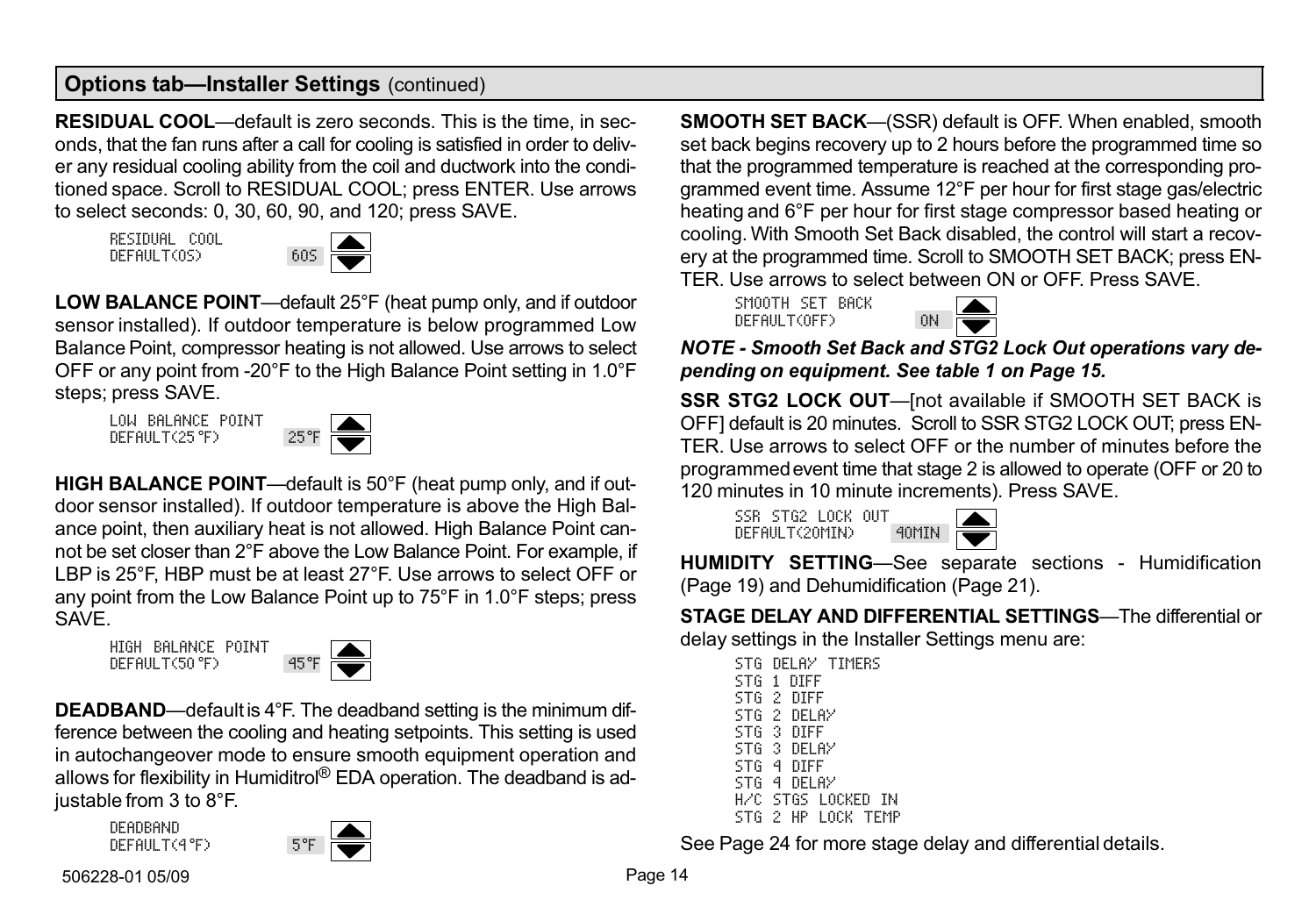## Options tab—Installer Settings (continued)

**RESIDUAL COOL**—default is zero seconds. This is the time, in seconds, that the fan runs after a call for cooling is satisfied in order to deliver any residual cooling ability from the coil and ductwork into the conditioned space. Scroll to RESIDUAL COOL; press ENTER. Use arrows to select seconds: 0, 30, 60, 90, and 120; press SAVE.

```
RESIDUAL COOL
DEFAULT(0S)          60S
```

**LOW BALANCE POINT**—default 25°F (heat pump only, and if outdoor sensor installed). If outdoor temperature is below programmed Low Balance Point, compressor heating is not allowed. Use arrows to select OFF or any point from -20°F to the High Balance Point setting in 1.0°F steps; press SAVE.

```
LOW BALANCE POINT
DEFAULT(25°F)        25°F
```

**HIGH BALANCE POINT**—default is 50°F (heat pump only, and if outdoor sensor installed). If outdoor temperature is above the High Balance point, then auxiliary heat is not allowed. High Balance Point cannot be set closer than 2°F above the Low Balance Point. For example, if LBP is 25°F, HBP must be at least 27°F. Use arrows to select OFF or any point from the Low Balance Point up to 75°F in 1.0°F steps; press SAVE.

```
HIGH BALANCE POINT
DEFAULT(50°F)        45°F
```

**DEADBAND**—default is 4°F. The deadband setting is the minimum difference between the cooling and heating setpoints. This setting is used in autochangeover mode to ensure smooth equipment operation and allows for flexibility in Humiditrol® EDA operation. The deadband is adjustable from 3 to 8°F.

```
DEADBAND
DEFAULT(4°F)         5°F
```

**SMOOTH SET BACK**—(SSR) default is OFF. When enabled, smooth set back begins recovery up to 2 hours before the programmed time so that the programmed temperature is reached at the corresponding programmed event time. Assume 12°F per hour for first stage gas/electric heating and 6°F per hour for first stage compressor based heating or cooling. With Smooth Set Back disabled, the control will start a recovery at the programmed time. Scroll to SMOOTH SET BACK; press ENTER. Use arrows to select between ON or OFF. Press SAVE.

```
SMOOTH SET BACK
DEFAULT(OFF)         ON
```

***NOTE - Smooth Set Back and STG2 Lock Out operations vary depending on equipment. See table 1 on Page 15.***

**SSR STG2 LOCK OUT**—[not available if SMOOTH SET BACK is OFF] default is 20 minutes. Scroll to SSR STG2 LOCK OUT; press ENTER. Use arrows to select OFF or the number of minutes before the programmed event time that stage 2 is allowed to operate (OFF or 20 to 120 minutes in 10 minute increments). Press SAVE.

```
SSR STG2 LOCK OUT
DEFAULT(20MIN)       40MIN
```

**HUMIDITY SETTING**—See separate sections - Humidification (Page 19) and Dehumidification (Page 21).

**STAGE DELAY AND DIFFERENTIAL SETTINGS**—The differential or delay settings in the Installer Settings menu are:

```
STG DELAY TIMERS
STG 1 DIFF
STG 2 DIFF
STG 2 DELAY
STG 3 DIFF
STG 3 DELAY
STG 4 DIFF
STG 4 DELAY
H/C STGS LOCKED IN
STG 2 HP LOCK TEMP
```

See Page 24 for more stage delay and differential details.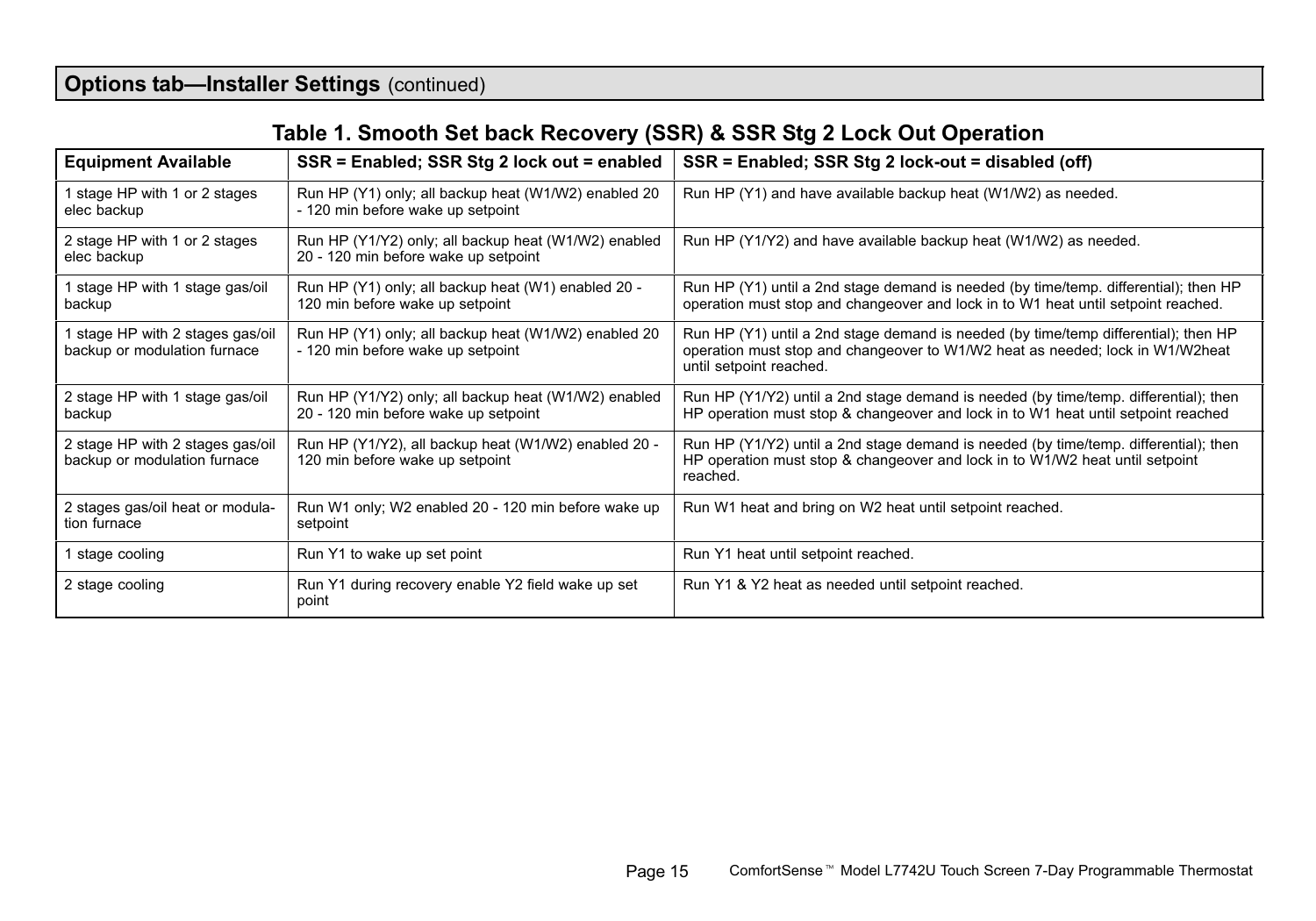## Options tab—Installer Settings (continued)

### Table 1. Smooth Set back Recovery (SSR) & SSR Stg 2 Lock Out Operation

| Equipment Available | SSR = Enabled; SSR Stg 2 lock out = enabled | SSR = Enabled; SSR Stg 2 lock-out = disabled (off) |
|---|---|---|
| 1 stage HP with 1 or 2 stages elec backup | Run HP (Y1) only; all backup heat (W1/W2) enabled 20 - 120 min before wake up setpoint | Run HP (Y1) and have available backup heat (W1/W2) as needed. |
| 2 stage HP with 1 or 2 stages elec backup | Run HP (Y1/Y2) only; all backup heat (W1/W2) enabled 20 - 120 min before wake up setpoint | Run HP (Y1/Y2) and have available backup heat (W1/W2) as needed. |
| 1 stage HP with 1 stage gas/oil backup | Run HP (Y1) only; all backup heat (W1) enabled 20 - 120 min before wake up setpoint | Run HP (Y1) until a 2nd stage demand is needed (by time/temp. differential); then HP operation must stop and changeover and lock in to W1 heat until setpoint reached. |
| 1 stage HP with 2 stages gas/oil backup or modulation furnace | Run HP (Y1) only; all backup heat (W1/W2) enabled 20 - 120 min before wake up setpoint | Run HP (Y1) until a 2nd stage demand is needed (by time/temp differential); then HP operation must stop and changeover to W1/W2 heat as needed; lock in W1/W2heat until setpoint reached. |
| 2 stage HP with 1 stage gas/oil backup | Run HP (Y1/Y2) only; all backup heat (W1/W2) enabled 20 - 120 min before wake up setpoint | Run HP (Y1/Y2) until a 2nd stage demand is needed (by time/temp. differential); then HP operation must stop & changeover and lock in to W1 heat until setpoint reached |
| 2 stage HP with 2 stages gas/oil backup or modulation furnace | Run HP (Y1/Y2), all backup heat (W1/W2) enabled 20 - 120 min before wake up setpoint | Run HP (Y1/Y2) until a 2nd stage demand is needed (by time/temp. differential); then HP operation must stop & changeover and lock in to W1/W2 heat until setpoint reached. |
| 2 stages gas/oil heat or modulation furnace | Run W1 only; W2 enabled 20 - 120 min before wake up setpoint | Run W1 heat and bring on W2 heat until setpoint reached. |
| 1 stage cooling | Run Y1 to wake up set point | Run Y1 heat until setpoint reached. |
| 2 stage cooling | Run Y1 during recovery enable Y2 field wake up set point | Run Y1 & Y2 heat as needed until setpoint reached. |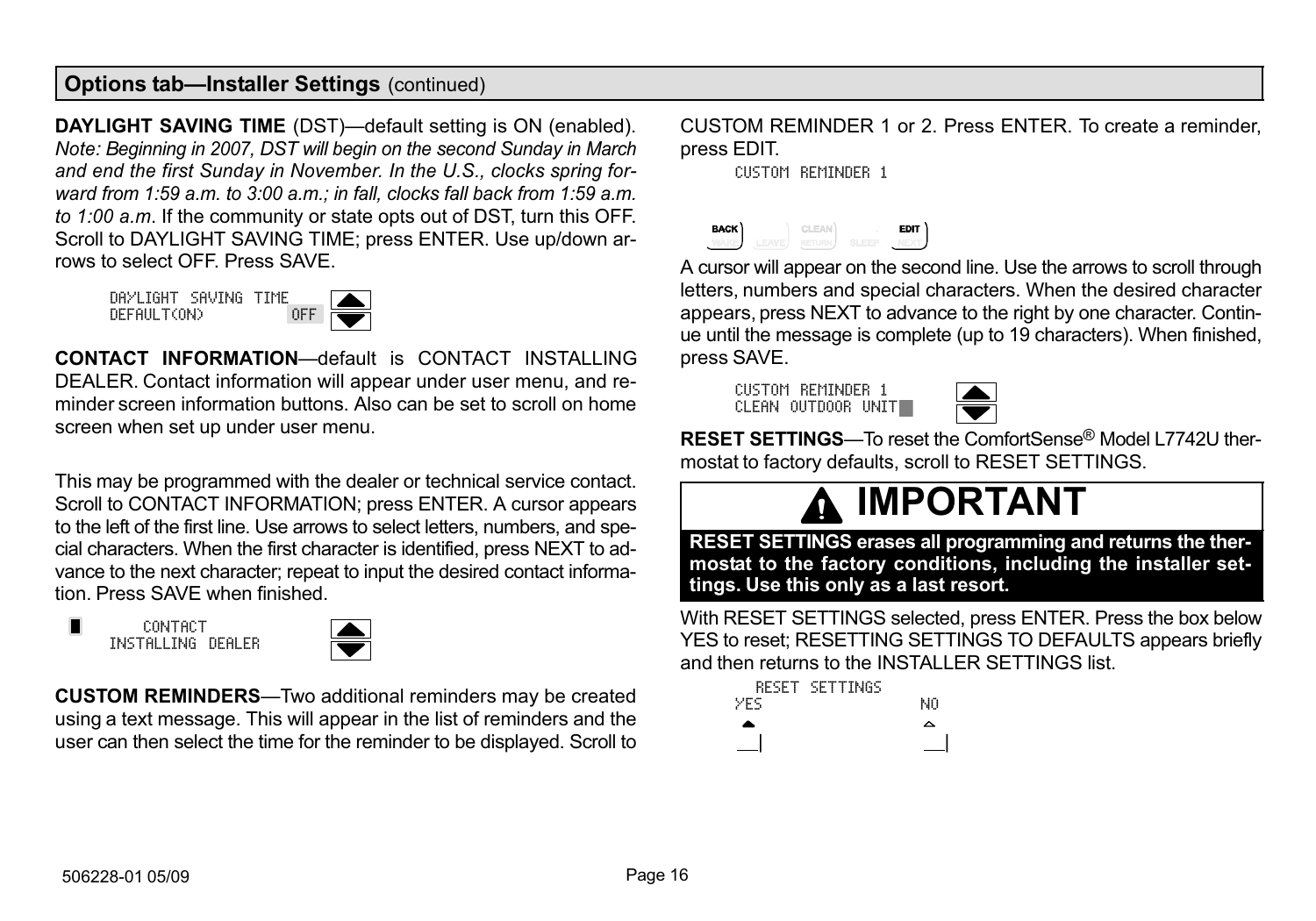## Options tab—Installer Settings (continued)

**DAYLIGHT SAVING TIME** (DST)—default setting is ON (enabled). *Note: Beginning in 2007, DST will begin on the second Sunday in March and end the first Sunday in November. In the U.S., clocks spring forward from 1:59 a.m. to 3:00 a.m.; in fall, clocks fall back from 1:59 a.m. to 1:00 a.m.* If the community or state opts out of DST, turn this OFF. Scroll to DAYLIGHT SAVING TIME; press ENTER. Use up/down arrows to select OFF. Press SAVE.

```
DAYLIGHT SAVING TIME
DEFAULT(ON)          OFF
```

**CONTACT INFORMATION**—default is CONTACT INSTALLING DEALER. Contact information will appear under user menu, and reminder screen information buttons. Also can be set to scroll on home screen when set up under user menu.

This may be programmed with the dealer or technical service contact. Scroll to CONTACT INFORMATION; press ENTER. A cursor appears to the left of the first line. Use arrows to select letters, numbers, and special characters. When the first character is identified, press NEXT to advance to the next character; repeat to input the desired contact information. Press SAVE when finished.

```
      CONTACT
INSTALLING DEALER
```

**CUSTOM REMINDERS**—Two additional reminders may be created using a text message. This will appear in the list of reminders and the user can then select the time for the reminder to be displayed. Scroll to CUSTOM REMINDER 1 or 2. Press ENTER. To create a reminder, press EDIT.

```
CUSTOM REMINDER 1

BACK   LEAVE   CLEAN   SLEEP   EDIT
WAKE           RETURN          NEXT
```

A cursor will appear on the second line. Use the arrows to scroll through letters, numbers and special characters. When the desired character appears, press NEXT to advance to the right by one character. Continue until the message is complete (up to 19 characters). When finished, press SAVE.

```
CUSTOM REMINDER 1
CLEAN OUTDOOR UNIT
```

**RESET SETTINGS**—To reset the ComfortSense® Model L7742U thermostat to factory defaults, scroll to RESET SETTINGS.

### IMPORTANT

**RESET SETTINGS erases all programming and returns the thermostat to the factory conditions, including the installer settings. Use this only as a last resort.**

With RESET SETTINGS selected, press ENTER. Press the box below YES to reset; RESETTING SETTINGS TO DEFAULTS appears briefly and then returns to the INSTALLER SETTINGS list.

```
  RESET SETTINGS
YES              NO
```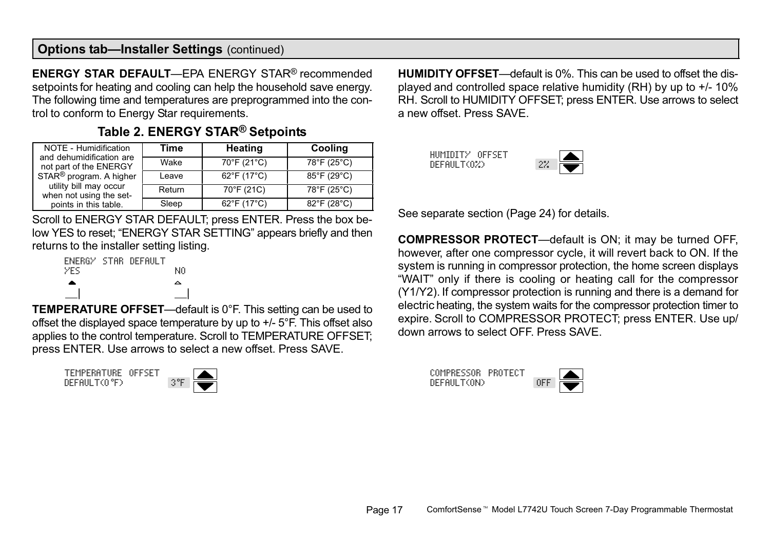## Options tab—Installer Settings (continued)

**ENERGY STAR DEFAULT**—EPA ENERGY STAR® recommended setpoints for heating and cooling can help the household save energy. The following time and temperatures are preprogrammed into the control to conform to Energy Star requirements.

**Table 2. ENERGY STAR® Setpoints**

| NOTE - Humidification and dehumidification are not part of the ENERGY STAR® program. A higher utility bill may occur when not using the setpoints in this table. | Time | Heating | Cooling |
|---|---|---|---|
| | Wake | 70°F (21°C) | 78°F (25°C) |
| | Leave | 62°F (17°C) | 85°F (29°C) |
| | Return | 70°F (21C) | 78°F (25°C) |
| | Sleep | 62°F (17°C) | 82°F (28°C) |

Scroll to ENERGY STAR DEFAULT; press ENTER. Press the box below YES to reset; "ENERGY STAR SETTING" appears briefly and then returns to the installer setting listing.

```
ENERGY STAR DEFAULT
YES                NO
```

**TEMPERATURE OFFSET**—default is 0°F. This setting can be used to offset the displayed space temperature by up to +/- 5°F. This offset also applies to the control temperature. Scroll to TEMPERATURE OFFSET; press ENTER. Use arrows to select a new offset. Press SAVE.

```
TEMPERATURE OFFSET
DEFAULT(0°F)        3°F
```

**HUMIDITY OFFSET**—default is 0%. This can be used to offset the displayed and controlled space relative humidity (RH) by up to +/- 10% RH. Scroll to HUMIDITY OFFSET; press ENTER. Use arrows to select a new offset. Press SAVE.

```
HUMIDITY OFFSET
DEFAULT(0%)         2%
```

See separate section (Page 24) for details.

**COMPRESSOR PROTECT**—default is ON; it may be turned OFF, however, after one compressor cycle, it will revert back to ON. If the system is running in compressor protection, the home screen displays "WAIT" only if there is cooling or heating call for the compressor (Y1/Y2). If compressor protection is running and there is a demand for electric heating, the system waits for the compressor protection timer to expire. Scroll to COMPRESSOR PROTECT; press ENTER. Use up/down arrows to select OFF. Press SAVE.

```
COMPRESSOR PROTECT
DEFAULT(ON)         OFF
```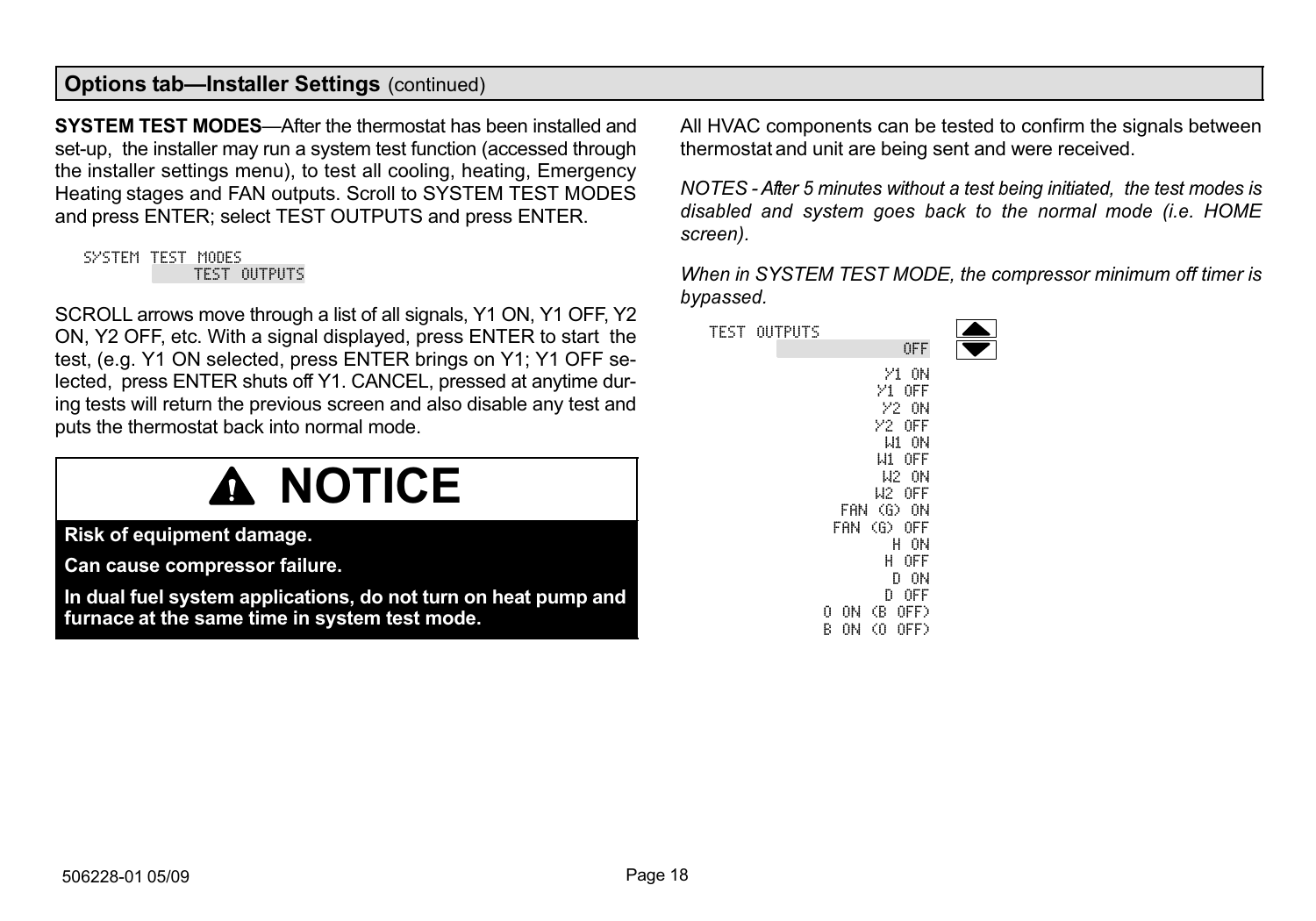## Options tab—Installer Settings (continued)

**SYSTEM TEST MODES**—After the thermostat has been installed and set-up, the installer may run a system test function (accessed through the installer settings menu), to test all cooling, heating, Emergency Heating stages and FAN outputs. Scroll to SYSTEM TEST MODES and press ENTER; select TEST OUTPUTS and press ENTER.

```
SYSTEM TEST MODES
        TEST OUTPUTS
```

SCROLL arrows move through a list of all signals, Y1 ON, Y1 OFF, Y2 ON, Y2 OFF, etc. With a signal displayed, press ENTER to start the test, (e.g. Y1 ON selected, press ENTER brings on Y1; Y1 OFF selected, press ENTER shuts off Y1. CANCEL, pressed at anytime during tests will return the previous screen and also disable any test and puts the thermostat back into normal mode.

> **⚠ NOTICE**
>
> **Risk of equipment damage.**
>
> **Can cause compressor failure.**
>
> **In dual fuel system applications, do not turn on heat pump and furnace at the same time in system test mode.**

All HVAC components can be tested to confirm the signals between thermostat and unit are being sent and were received.

*NOTES - After 5 minutes without a test being initiated, the test modes is disabled and system goes back to the normal mode (i.e. HOME screen).*

*When in SYSTEM TEST MODE, the compressor minimum off timer is bypassed.*

```
TEST OUTPUTS
              OFF
            Y1 ON
           Y1 OFF
            Y2 ON
           Y2 OFF
            W1 ON
           W1 OFF
            W2 ON
           W2 OFF
       FAN (G) ON
      FAN (G) OFF
             H ON
            H OFF
             D ON
            D OFF
     O ON (B OFF)
     B ON (O OFF)
```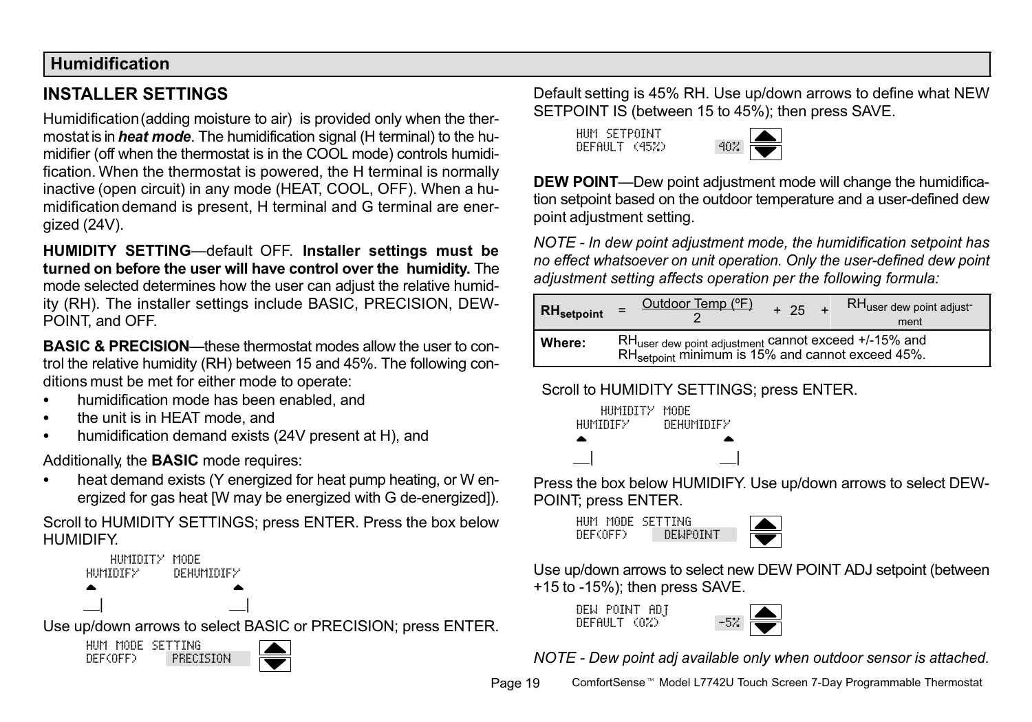## Humidification

### INSTALLER SETTINGS

Humidification (adding moisture to air) is provided only when the thermostat is in ***heat mode***. The humidification signal (H terminal) to the humidifier (off when the thermostat is in the COOL mode) controls humidification. When the thermostat is powered, the H terminal is normally inactive (open circuit) in any mode (HEAT, COOL, OFF). When a humidification demand is present, H terminal and G terminal are energized (24V).

**HUMIDITY SETTING**—default OFF. **Installer settings must be turned on before the user will have control over the humidity.** The mode selected determines how the user can adjust the relative humidity (RH). The installer settings include BASIC, PRECISION, DEWPOINT, and OFF.

**BASIC & PRECISION**—these thermostat modes allow the user to control the relative humidity (RH) between 15 and 45%. The following conditions must be met for either mode to operate:

- humidification mode has been enabled, and
- the unit is in HEAT mode, and
- humidification demand exists (24V present at H), and

Additionally, the **BASIC** mode requires:

- heat demand exists (Y energized for heat pump heating, or W energized for gas heat [W may be energized with G de-energized]).

Scroll to HUMIDITY SETTINGS; press ENTER. Press the box below HUMIDIFY.

```
    HUMIDITY MODE
HUMIDIFY     DEHUMIDIFY
```

Use up/down arrows to select BASIC or PRECISION; press ENTER.

```
HUM MODE SETTING
DEF(OFF)    PRECISION
```

Default setting is 45% RH. Use up/down arrows to define what NEW SETPOINT IS (between 15 to 45%); then press SAVE.

```
HUM SETPOINT
DEFAULT (45%)        40%
```

**DEW POINT**—Dew point adjustment mode will change the humidification setpoint based on the outdoor temperature and a user-defined dew point adjustment setting.

*NOTE - In dew point adjustment mode, the humidification setpoint has no effect whatsoever on unit operation. Only the user-defined dew point adjustment setting affects operation per the following formula:*

$$RH_{setpoint} = \frac{\text{Outdoor Temp (ºF)}}{2} + 25 + RH_{user\ dew\ point\ adjustment}$$

**Where:** $RH_{user\ dew\ point\ adjustment}$ cannot exceed +/-15% and $RH_{setpoint}$ minimum is 15% and cannot exceed 45%.

Scroll to HUMIDITY SETTINGS; press ENTER.

```
    HUMIDITY MODE
HUMIDIFY     DEHUMIDIFY
```

Press the box below HUMIDIFY. Use up/down arrows to select DEWPOINT; press ENTER.

```
HUM MODE SETTING
DEF(OFF)     DEWPOINT
```

Use up/down arrows to select new DEW POINT ADJ setpoint (between +15 to -15%); then press SAVE.

```
DEW POINT ADJ
DEFAULT (0%)         -5%
```

*NOTE - Dew point adj available only when outdoor sensor is attached.*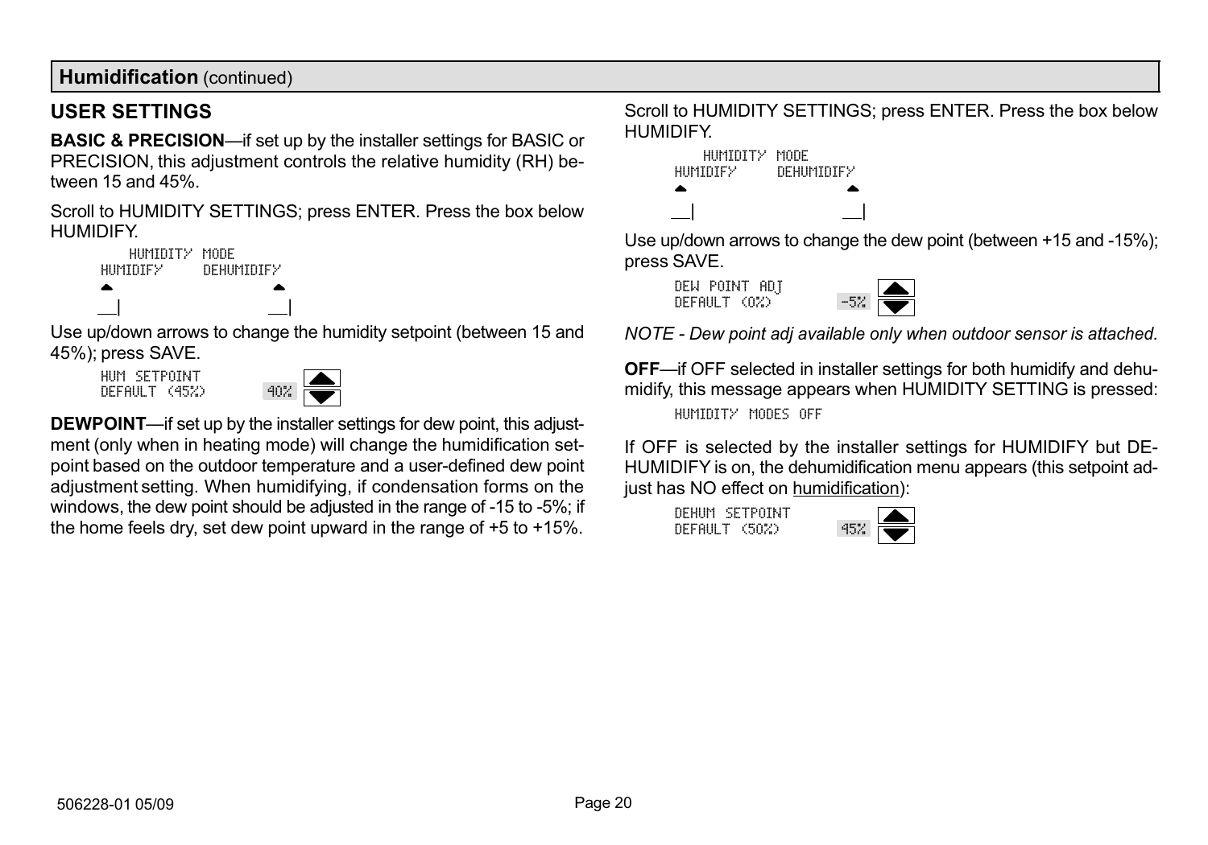## Humidification (continued)

### USER SETTINGS

**BASIC & PRECISION**—if set up by the installer settings for BASIC or PRECISION, this adjustment controls the relative humidity (RH) between 15 and 45%.

Scroll to HUMIDITY SETTINGS; press ENTER. Press the box below HUMIDIFY.

```
    HUMIDITY  MODE
HUMIDIFY      DEHUMIDIFY
```

Use up/down arrows to change the humidity setpoint (between 15 and 45%); press SAVE.

```
HUM SETPOINT
DEFAULT (45%)        40%
```

**DEWPOINT**—if set up by the installer settings for dew point, this adjustment (only when in heating mode) will change the humidification setpoint based on the outdoor temperature and a user-defined dew point adjustment setting. When humidifying, if condensation forms on the windows, the dew point should be adjusted in the range of -15 to -5%; if the home feels dry, set dew point upward in the range of +5 to +15%.

Scroll to HUMIDITY SETTINGS; press ENTER. Press the box below HUMIDIFY.

```
    HUMIDITY  MODE
HUMIDIFY      DEHUMIDIFY
```

Use up/down arrows to change the dew point (between +15 and -15%); press SAVE.

```
DEW POINT ADJ
DEFAULT (0%)         -5%
```

*NOTE - Dew point adj available only when outdoor sensor is attached.*

**OFF**—if OFF selected in installer settings for both humidify and dehumidify, this message appears when HUMIDITY SETTING is pressed:

```
HUMIDITY MODES OFF
```

If OFF is selected by the installer settings for HUMIDIFY but DEHUMIDIFY is on, the dehumidification menu appears (this setpoint adjust has NO effect on humidification):

```
DEHUM SETPOINT
DEFAULT (50%)        45%
```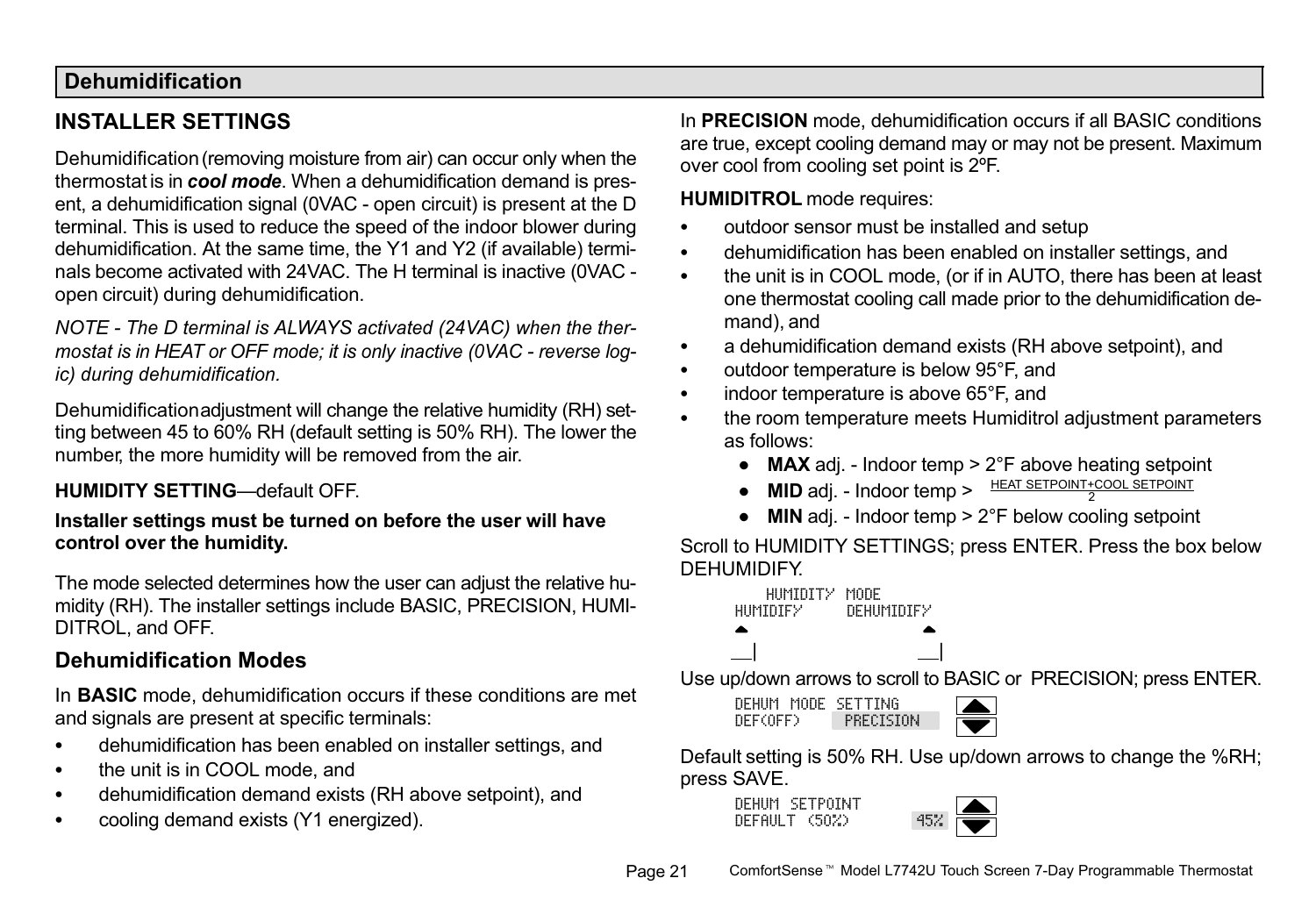## Dehumidification

### INSTALLER SETTINGS

Dehumidification (removing moisture from air) can occur only when the thermostat is in ***cool mode***. When a dehumidification demand is present, a dehumidification signal (0VAC - open circuit) is present at the D terminal. This is used to reduce the speed of the indoor blower during dehumidification. At the same time, the Y1 and Y2 (if available) terminals become activated with 24VAC. The H terminal is inactive (0VAC - open circuit) during dehumidification.

*NOTE - The D terminal is ALWAYS activated (24VAC) when the thermostat is in HEAT or OFF mode; it is only inactive (0VAC - reverse logic) during dehumidification.*

Dehumidification adjustment will change the relative humidity (RH) setting between 45 to 60% RH (default setting is 50% RH). The lower the number, the more humidity will be removed from the air.

**HUMIDITY SETTING**—default OFF.

**Installer settings must be turned on before the user will have control over the humidity.**

The mode selected determines how the user can adjust the relative humidity (RH). The installer settings include BASIC, PRECISION, HUMIDITROL, and OFF.

### Dehumidification Modes

In **BASIC** mode, dehumidification occurs if these conditions are met and signals are present at specific terminals:

- dehumidification has been enabled on installer settings, and
- the unit is in COOL mode, and
- dehumidification demand exists (RH above setpoint), and
- cooling demand exists (Y1 energized).

In **PRECISION** mode, dehumidification occurs if all BASIC conditions are true, except cooling demand may or may not be present. Maximum over cool from cooling set point is 2ºF.

**HUMIDITROL** mode requires:

- outdoor sensor must be installed and setup
- dehumidification has been enabled on installer settings, and
- the unit is in COOL mode, (or if in AUTO, there has been at least one thermostat cooling call made prior to the dehumidification demand), and
- a dehumidification demand exists (RH above setpoint), and
- outdoor temperature is below 95°F, and
- indoor temperature is above 65°F, and
- the room temperature meets Humiditrol adjustment parameters as follows:
  - **MAX** adj. - Indoor temp > 2°F above heating setpoint
  - **MID** adj. - Indoor temp > $\frac{\text{HEAT SETPOINT+COOL SETPOINT}}{2}$
  - **MIN** adj. - Indoor temp > 2°F below cooling setpoint

Scroll to HUMIDITY SETTINGS; press ENTER. Press the box below DEHUMIDIFY.

```
    HUMIDITY MODE
HUMIDIFY     DEHUMIDIFY
```

Use up/down arrows to scroll to BASIC or PRECISION; press ENTER.

```
DEHUM MODE SETTING
DEF(OFF)    PRECISION
```

Default setting is 50% RH. Use up/down arrows to change the %RH; press SAVE.

```
DEHUM SETPOINT
DEFAULT (50%)        45%
```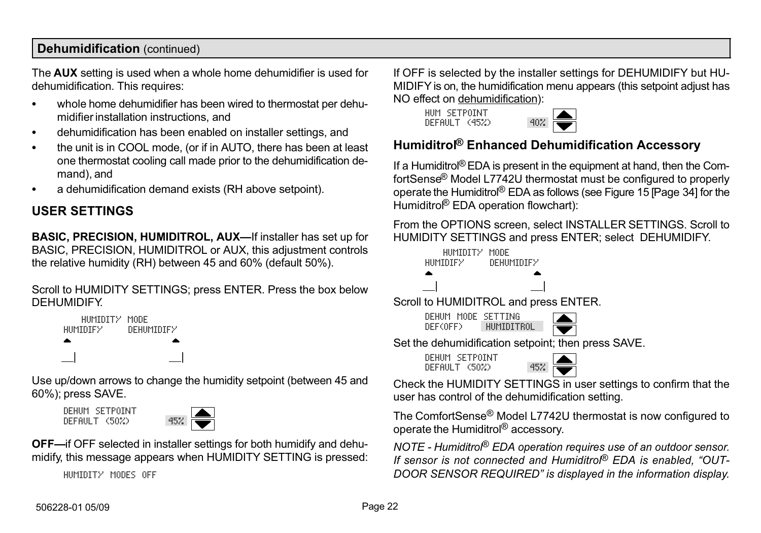## Dehumidification (continued)

The **AUX** setting is used when a whole home dehumidifier is used for dehumidification. This requires:

- whole home dehumidifier has been wired to thermostat per dehumidifier installation instructions, and
- dehumidification has been enabled on installer settings, and
- the unit is in COOL mode, (or if in AUTO, there has been at least one thermostat cooling call made prior to the dehumidification demand), and
- a dehumidification demand exists (RH above setpoint).

### USER SETTINGS

**BASIC, PRECISION, HUMIDITROL, AUX—**If installer has set up for BASIC, PRECISION, HUMIDITROL or AUX, this adjustment controls the relative humidity (RH) between 45 and 60% (default 50%).

Scroll to HUMIDITY SETTINGS; press ENTER. Press the box below DEHUMIDIFY.

```
    HUMIDITY MODE
HUMIDIFY     DEHUMIDIFY
```

Use up/down arrows to change the humidity setpoint (between 45 and 60%); press SAVE.

```
DEHUM SETPOINT
DEFAULT (50%)        45%
```

**OFF—**if OFF selected in installer settings for both humidify and dehumidify, this message appears when HUMIDITY SETTING is pressed:

```
HUMIDITY MODES OFF
```

If OFF is selected by the installer settings for DEHUMIDIFY but HUMIDIFY is on, the humidification menu appears (this setpoint adjust has NO effect on dehumidification):

```
HUM SETPOINT
DEFAULT (45%)        40%
```

### Humiditrol® Enhanced Dehumidification Accessory

If a Humiditrol® EDA is present in the equipment at hand, then the ComfortSense® Model L7742U thermostat must be configured to properly operate the Humiditrol® EDA as follows (see Figure 15 [Page 34] for the Humiditrol® EDA operation flowchart):

From the OPTIONS screen, select INSTALLER SETTINGS. Scroll to HUMIDITY SETTINGS and press ENTER; select DEHUMIDIFY.

```
    HUMIDITY MODE
HUMIDIFY     DEHUMIDIFY
```

Scroll to HUMIDITROL and press ENTER.

```
DEHUM MODE SETTING
DEF(OFF)    HUMIDITROL
```

Set the dehumidification setpoint; then press SAVE.

```
DEHUM SETPOINT
DEFAULT (50%)        45%
```

Check the HUMIDITY SETTINGS in user settings to confirm that the user has control of the dehumidification setting.

The ComfortSense® Model L7742U thermostat is now configured to operate the Humiditrol® accessory.

*NOTE - Humiditrol® EDA operation requires use of an outdoor sensor. If sensor is not connected and Humiditrol® EDA is enabled, "OUTDOOR SENSOR REQUIRED" is displayed in the information display.*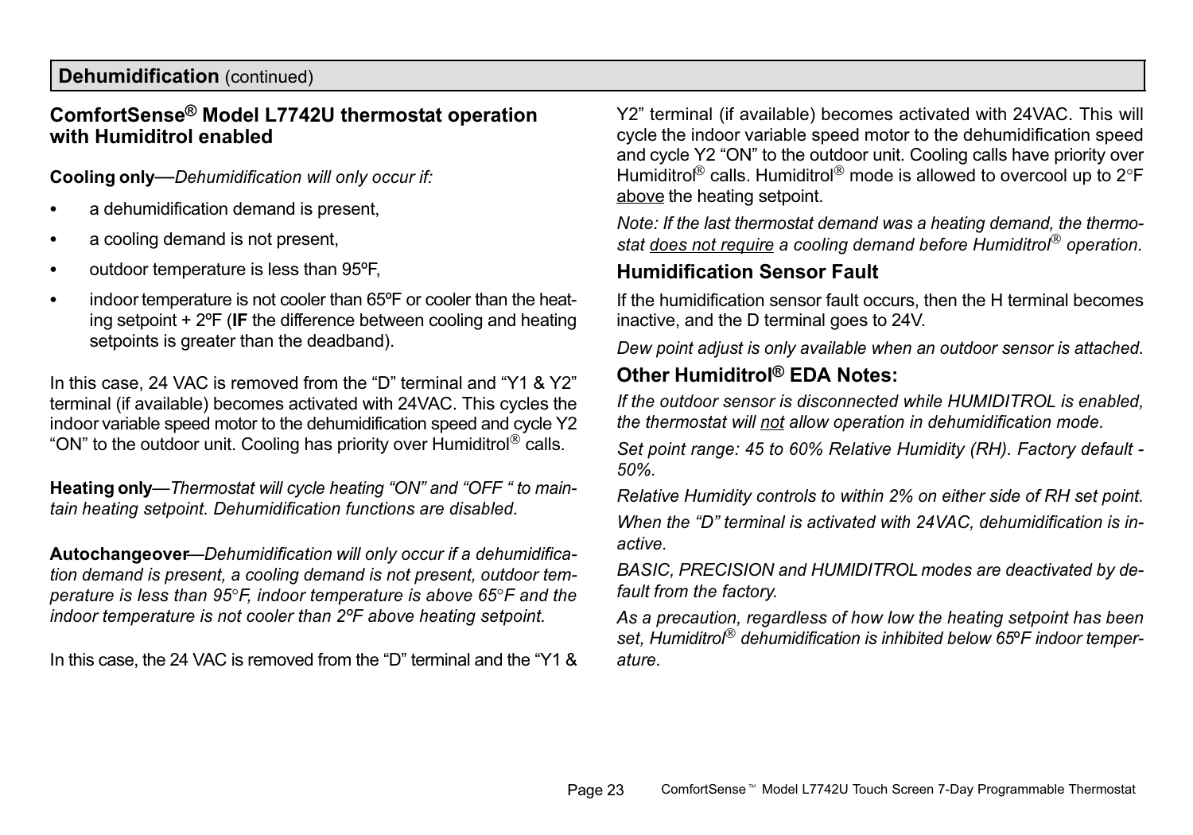## Dehumidification (continued)

### ComfortSense® Model L7742U thermostat operation with Humiditrol enabled

**Cooling only**—*Dehumidification will only occur if:*

- a dehumidification demand is present,
- a cooling demand is not present,
- outdoor temperature is less than 95ºF,
- indoor temperature is not cooler than 65ºF or cooler than the heating setpoint + 2ºF (**IF** the difference between cooling and heating setpoints is greater than the deadband).

In this case, 24 VAC is removed from the "D" terminal and "Y1 & Y2" terminal (if available) becomes activated with 24VAC. This cycles the indoor variable speed motor to the dehumidification speed and cycle Y2 "ON" to the outdoor unit. Cooling has priority over Humiditrol® calls.

**Heating only**—*Thermostat will cycle heating "ON" and "OFF " to maintain heating setpoint. Dehumidification functions are disabled.*

**Autochangeover**—*Dehumidification will only occur if a dehumidification demand is present, a cooling demand is not present, outdoor temperature is less than 95°F, indoor temperature is above 65°F and the indoor temperature is not cooler than 2ºF above heating setpoint.*

In this case, the 24 VAC is removed from the "D" terminal and the "Y1 & Y2" terminal (if available) becomes activated with 24VAC. This will cycle the indoor variable speed motor to the dehumidification speed and cycle Y2 "ON" to the outdoor unit. Cooling calls have priority over Humiditrol® calls. Humiditrol® mode is allowed to overcool up to 2°F above the heating setpoint.

*Note: If the last thermostat demand was a heating demand, the thermostat does not require a cooling demand before Humiditrol® operation.*

### Humidification Sensor Fault

If the humidification sensor fault occurs, then the H terminal becomes inactive, and the D terminal goes to 24V.

*Dew point adjust is only available when an outdoor sensor is attached.*

### Other Humiditrol® EDA Notes:

*If the outdoor sensor is disconnected while HUMIDITROL is enabled, the thermostat will not allow operation in dehumidification mode.*

*Set point range: 45 to 60% Relative Humidity (RH). Factory default - 50%.*

*Relative Humidity controls to within 2% on either side of RH set point.*

*When the "D" terminal is activated with 24VAC, dehumidification is inactive.*

*BASIC, PRECISION and HUMIDITROL modes are deactivated by default from the factory.*

*As a precaution, regardless of how low the heating setpoint has been set, Humiditrol® dehumidification is inhibited below 65ºF indoor temperature.*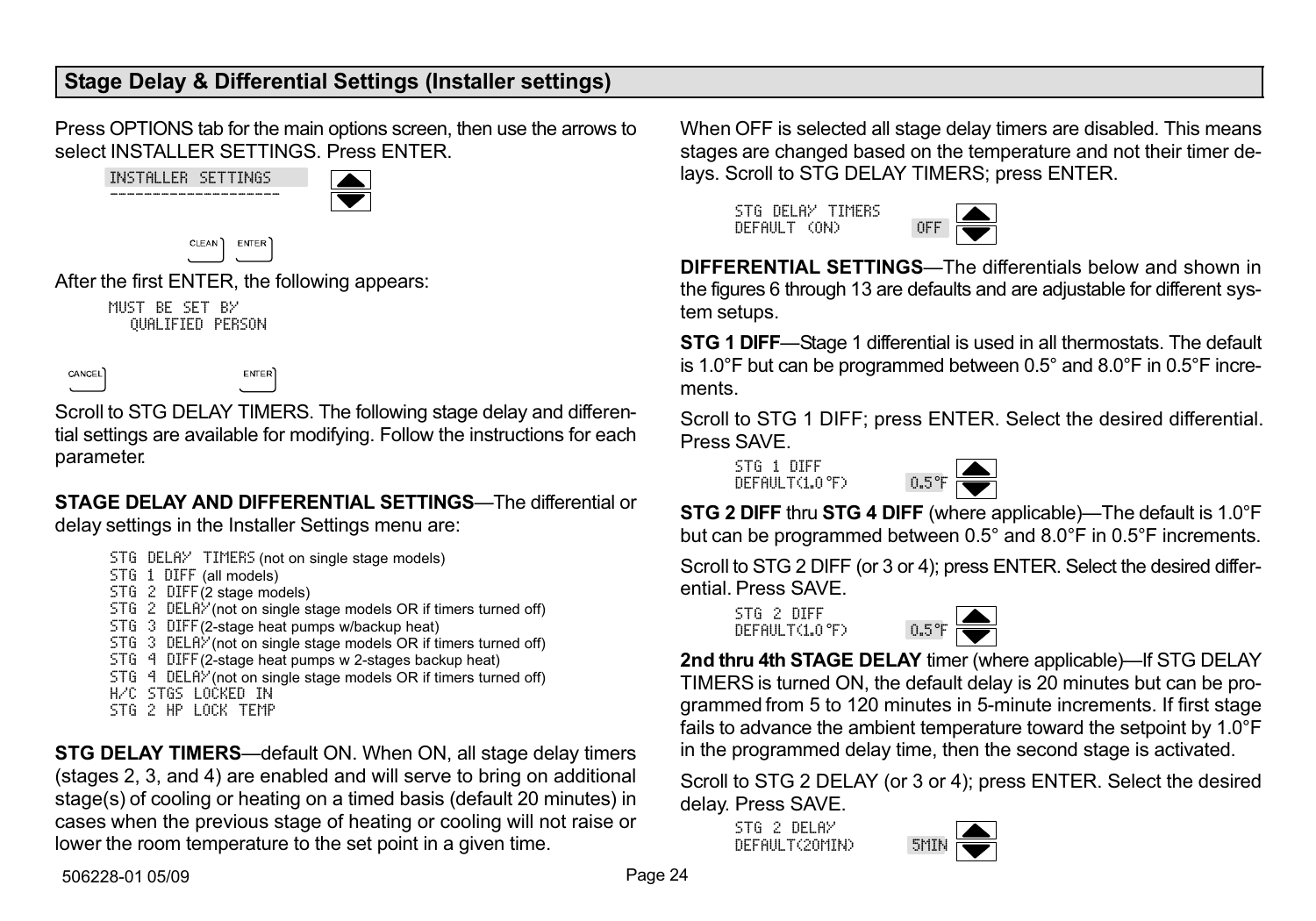## Stage Delay & Differential Settings (Installer settings)

Press OPTIONS tab for the main options screen, then use the arrows to select INSTALLER SETTINGS. Press ENTER.

```
INSTALLER SETTINGS
--------------------
```

CLEAN ENTER

After the first ENTER, the following appears:

```
MUST BE SET BY
  QUALIFIED PERSON
```

CANCEL ENTER

Scroll to STG DELAY TIMERS. The following stage delay and differential settings are available for modifying. Follow the instructions for each parameter.

**STAGE DELAY AND DIFFERENTIAL SETTINGS**—The differential or delay settings in the Installer Settings menu are:

- STG DELAY TIMERS (not on single stage models)
- STG 1 DIFF (all models)
- STG 2 DIFF (2 stage models)
- STG 2 DELAY (not on single stage models OR if timers turned off)
- STG 3 DIFF (2-stage heat pumps w/backup heat)
- STG 3 DELAY (not on single stage models OR if timers turned off)
- STG 4 DIFF (2-stage heat pumps w 2-stages backup heat)
- STG 4 DELAY (not on single stage models OR if timers turned off)
- H/C STGS LOCKED IN
- STG 2 HP LOCK TEMP

**STG DELAY TIMERS**—default ON. When ON, all stage delay timers (stages 2, 3, and 4) are enabled and will serve to bring on additional stage(s) of cooling or heating on a timed basis (default 20 minutes) in cases when the previous stage of heating or cooling will not raise or lower the room temperature to the set point in a given time.

When OFF is selected all stage delay timers are disabled. This means stages are changed based on the temperature and not their timer delays. Scroll to STG DELAY TIMERS; press ENTER.

```
STG DELAY TIMERS
DEFAULT (ON)        OFF
```

**DIFFERENTIAL SETTINGS**—The differentials below and shown in the figures 6 through 13 are defaults and are adjustable for different system setups.

**STG 1 DIFF**—Stage 1 differential is used in all thermostats. The default is 1.0°F but can be programmed between 0.5° and 8.0°F in 0.5°F increments.

Scroll to STG 1 DIFF; press ENTER. Select the desired differential. Press SAVE.

```
STG 1 DIFF
DEFAULT(1.0°F)      0.5°F
```

**STG 2 DIFF** thru **STG 4 DIFF** (where applicable)—The default is 1.0°F but can be programmed between 0.5° and 8.0°F in 0.5°F increments.

Scroll to STG 2 DIFF (or 3 or 4); press ENTER. Select the desired differential. Press SAVE.

```
STG 2 DIFF
DEFAULT(1.0°F)      0.5°F
```

**2nd thru 4th STAGE DELAY** timer (where applicable)—If STG DELAY TIMERS is turned ON, the default delay is 20 minutes but can be programmed from 5 to 120 minutes in 5-minute increments. If first stage fails to advance the ambient temperature toward the setpoint by 1.0°F in the programmed delay time, then the second stage is activated.

Scroll to STG 2 DELAY (or 3 or 4); press ENTER. Select the desired delay. Press SAVE.

```
STG 2 DELAY
DEFAULT(20MIN)      5MIN
```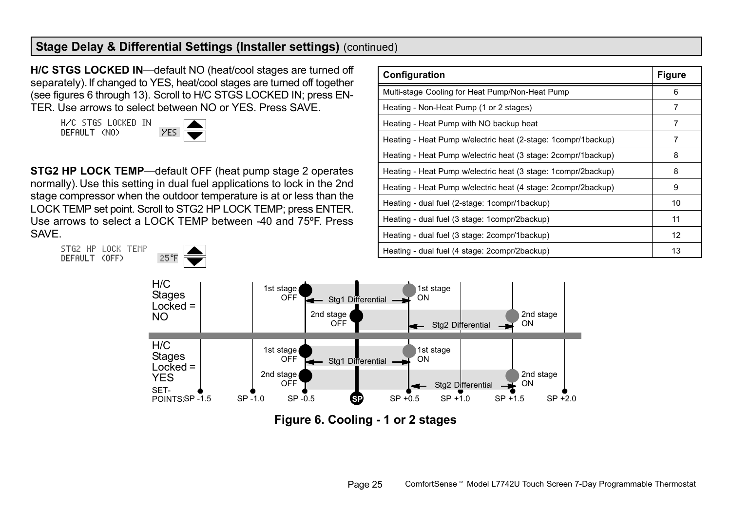## Stage Delay & Differential Settings (Installer settings) (continued)

**H/C STGS LOCKED IN**—default NO (heat/cool stages are turned off separately). If changed to YES, heat/cool stages are turned off together (see figures 6 through 13). Scroll to H/C STGS LOCKED IN; press ENTER. Use arrows to select between NO or YES. Press SAVE.

```
H/C STGS LOCKED IN
DEFAULT (NO)        YES
```

**STG2 HP LOCK TEMP**—default OFF (heat pump stage 2 operates normally). Use this setting in dual fuel applications to lock in the 2nd stage compressor when the outdoor temperature is at or less than the LOCK TEMP set point. Scroll to STG2 HP LOCK TEMP; press ENTER. Use arrows to select a LOCK TEMP between -40 and 75ºF. Press SAVE.

```
STG2 HP LOCK TEMP
DEFAULT (OFF)       25°F
```

| Configuration | Figure |
|---|---|
| Multi-stage Cooling for Heat Pump/Non-Heat Pump | 6 |
| Heating - Non-Heat Pump (1 or 2 stages) | 7 |
| Heating - Heat Pump with NO backup heat | 7 |
| Heating - Heat Pump w/electric heat (2-stage: 1compr/1backup) | 7 |
| Heating - Heat Pump w/electric heat (3 stage: 2compr/1backup) | 8 |
| Heating - Heat Pump w/electric heat (3 stage: 1compr/2backup) | 8 |
| Heating - Heat Pump w/electric heat (4 stage: 2compr/2backup) | 9 |
| Heating - dual fuel (2-stage: 1compr/1backup) | 10 |
| Heating - dual fuel (3 stage: 1compr/2backup) | 11 |
| Heating - dual fuel (3 stage: 2compr/1backup) | 12 |
| Heating - dual fuel (4 stage: 2compr/2backup) | 13 |

H/C Stages Locked = NO: 1st stage OFF (SP -0.5), 1st stage ON (SP +0.5), Stg1 Differential; 2nd stage OFF (SP), 2nd stage ON (SP +1.5), Stg2 Differential

H/C Stages Locked = YES: 1st stage OFF (SP -0.5), 1st stage ON (SP +0.5), Stg1 Differential; 2nd stage OFF (SP -0.5), 2nd stage ON (SP +1.5), Stg2 Differential

SET-POINTS: SP -1.5, SP -1.0, SP -0.5, SP, SP +0.5, SP +1.0, SP +1.5, SP +2.0

**Figure 6. Cooling - 1 or 2 stages**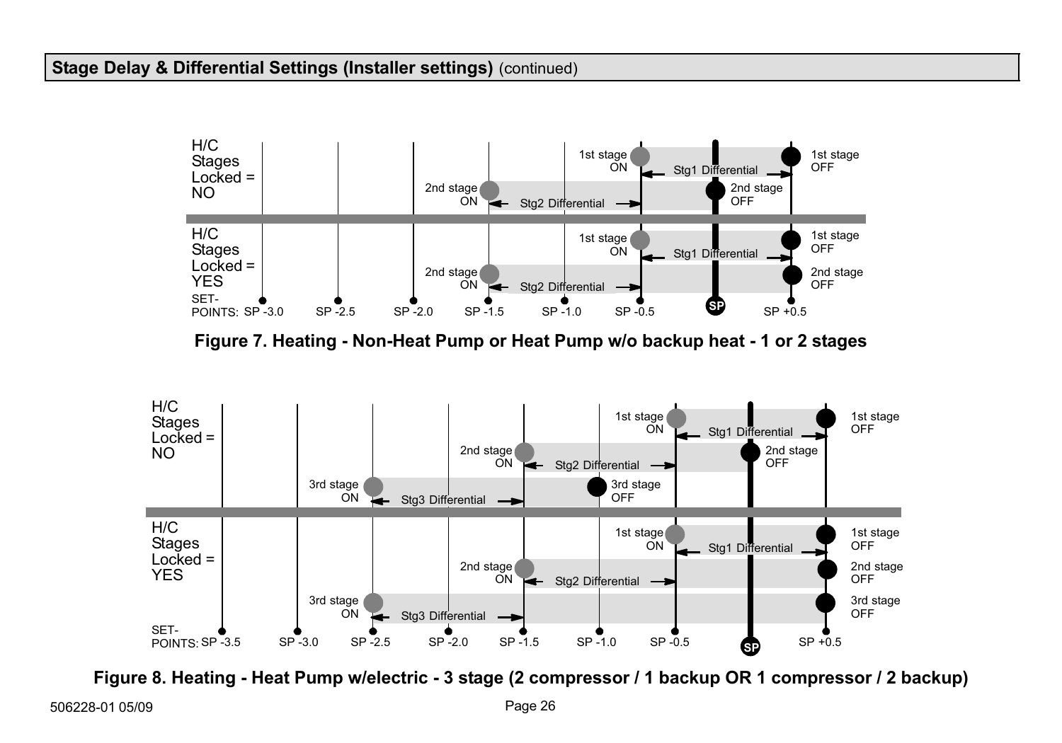## Stage Delay & Differential Settings (Installer settings) (continued)

H/C Stages Locked = NO

1st stage ON — Stg1 Differential — 1st stage OFF

2nd stage ON — Stg2 Differential — 2nd stage OFF

H/C Stages Locked = YES

1st stage ON — Stg1 Differential — 1st stage OFF

2nd stage ON — Stg2 Differential — 2nd stage OFF

SET-POINTS: SP -3.0, SP -2.5, SP -2.0, SP -1.5, SP -1.0, SP -0.5, SP, SP +0.5

**Figure 7. Heating - Non-Heat Pump or Heat Pump w/o backup heat - 1 or 2 stages**

H/C Stages Locked = NO

1st stage ON — Stg1 Differential — 1st stage OFF

2nd stage ON — Stg2 Differential — 2nd stage OFF

3rd stage ON — Stg3 Differential — 3rd stage OFF

H/C Stages Locked = YES

1st stage ON — Stg1 Differential — 1st stage OFF

2nd stage ON — Stg2 Differential — 2nd stage OFF

3rd stage ON — Stg3 Differential — 3rd stage OFF

SET-POINTS: SP -3.5, SP -3.0, SP -2.5, SP -2.0, SP -1.5, SP -1.0, SP -0.5, SP, SP +0.5

**Figure 8. Heating - Heat Pump w/electric - 3 stage (2 compressor / 1 backup OR 1 compressor / 2 backup)**

506228-01 05/09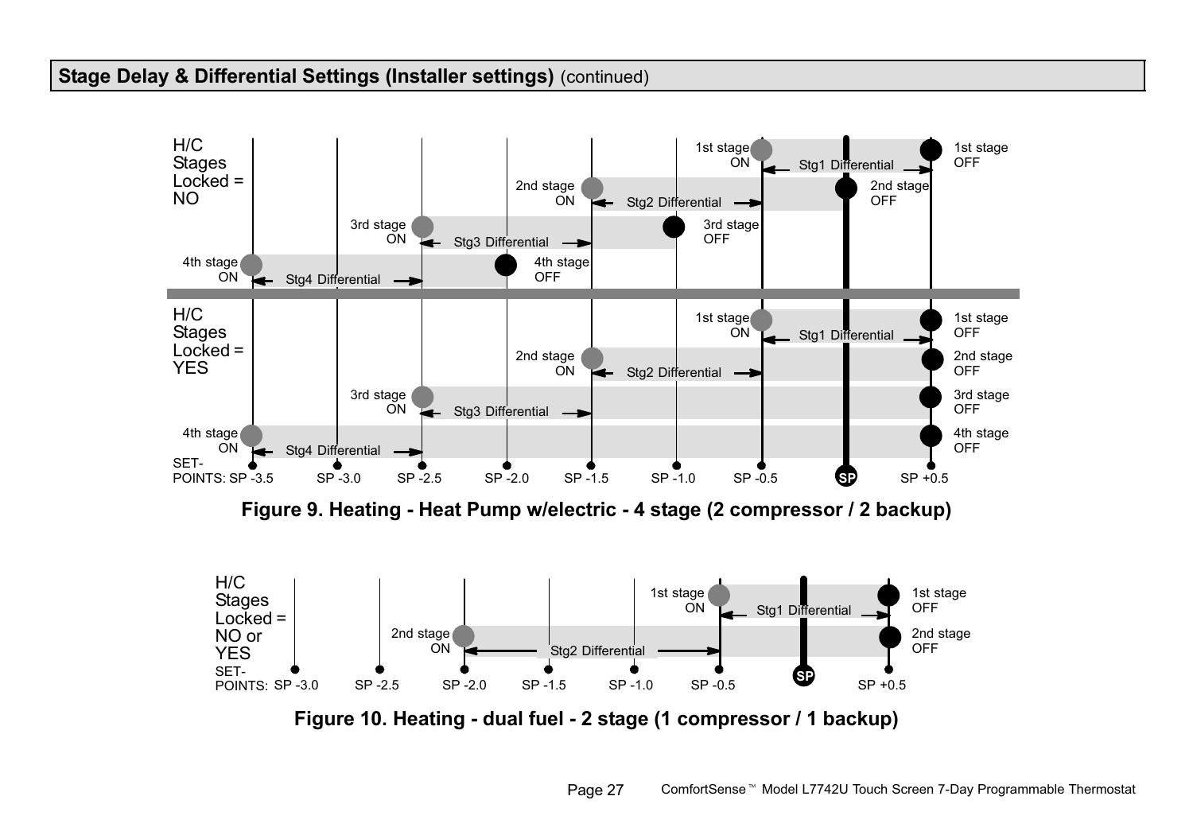## Stage Delay & Differential Settings (Installer settings) (continued)

H/C Stages Locked = NO

1st stage ON | Stg1 Differential | 1st stage OFF
2nd stage ON | Stg2 Differential | 2nd stage OFF
3rd stage ON | Stg3 Differential | 3rd stage OFF
4th stage ON | Stg4 Differential | 4th stage OFF

H/C Stages Locked = YES

1st stage ON | Stg1 Differential | 1st stage OFF
2nd stage ON | Stg2 Differential | 2nd stage OFF
3rd stage ON | Stg3 Differential | 3rd stage OFF
4th stage ON | Stg4 Differential | 4th stage OFF

SET-POINTS: SP -3.5, SP -3.0, SP -2.5, SP -2.0, SP -1.5, SP -1.0, SP -0.5, SP, SP +0.5

**Figure 9. Heating - Heat Pump w/electric - 4 stage (2 compressor / 2 backup)**

H/C Stages Locked = NO or YES

1st stage ON | Stg1 Differential | 1st stage OFF
2nd stage ON | Stg2 Differential | 2nd stage OFF

SET-POINTS: SP -3.0, SP -2.5, SP -2.0, SP -1.5, SP -1.0, SP -0.5, SP, SP +0.5

**Figure 10. Heating - dual fuel - 2 stage (1 compressor / 1 backup)**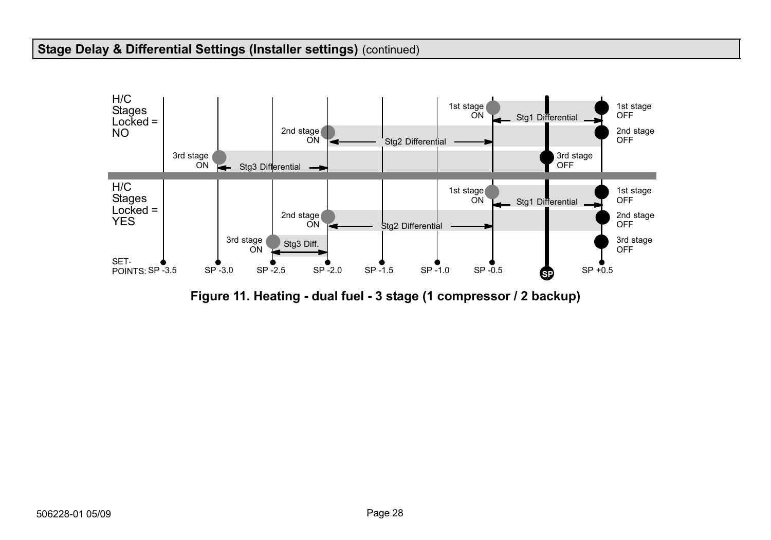## Stage Delay & Differential Settings (Installer settings) (continued)

H/C Stages Locked = NO

1st stage ON — Stg1 Differential — 1st stage OFF

2nd stage ON — Stg2 Differential — 2nd stage OFF

3rd stage ON — Stg3 Differential — 3rd stage OFF

H/C Stages Locked = YES

1st stage ON — Stg1 Differential — 1st stage OFF

2nd stage ON — Stg2 Differential — 2nd stage OFF

3rd stage ON — Stg3 Diff. — 3rd stage OFF

SET-POINTS: SP -3.5, SP -3.0, SP -2.5, SP -2.0, SP -1.5, SP -1.0, SP -0.5, SP, SP +0.5

**Figure 11. Heating - dual fuel - 3 stage (1 compressor / 2 backup)**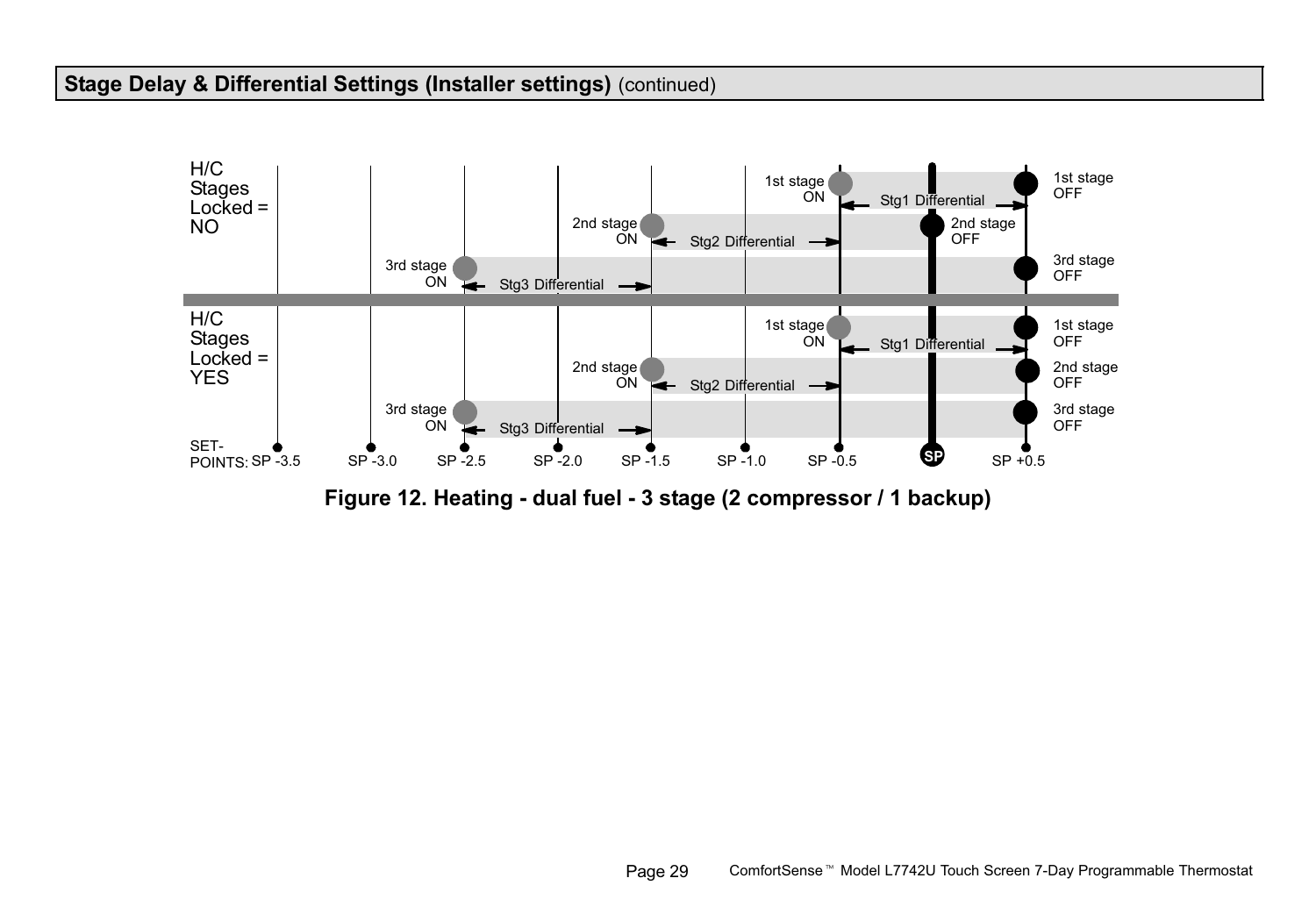## Stage Delay & Differential Settings (Installer settings) (continued)

H/C Stages Locked = NO

1st stage ON — Stg1 Differential — 1st stage OFF

2nd stage ON — Stg2 Differential — 2nd stage OFF

3rd stage ON — Stg3 Differential — 3rd stage OFF

H/C Stages Locked = YES

1st stage ON — Stg1 Differential — 1st stage OFF

2nd stage ON — Stg2 Differential — 2nd stage OFF

3rd stage ON — Stg3 Differential — 3rd stage OFF

SET-POINTS: SP -3.5, SP -3.0, SP -2.5, SP -2.0, SP -1.5, SP -1.0, SP -0.5, SP, SP +0.5

**Figure 12. Heating - dual fuel - 3 stage (2 compressor / 1 backup)**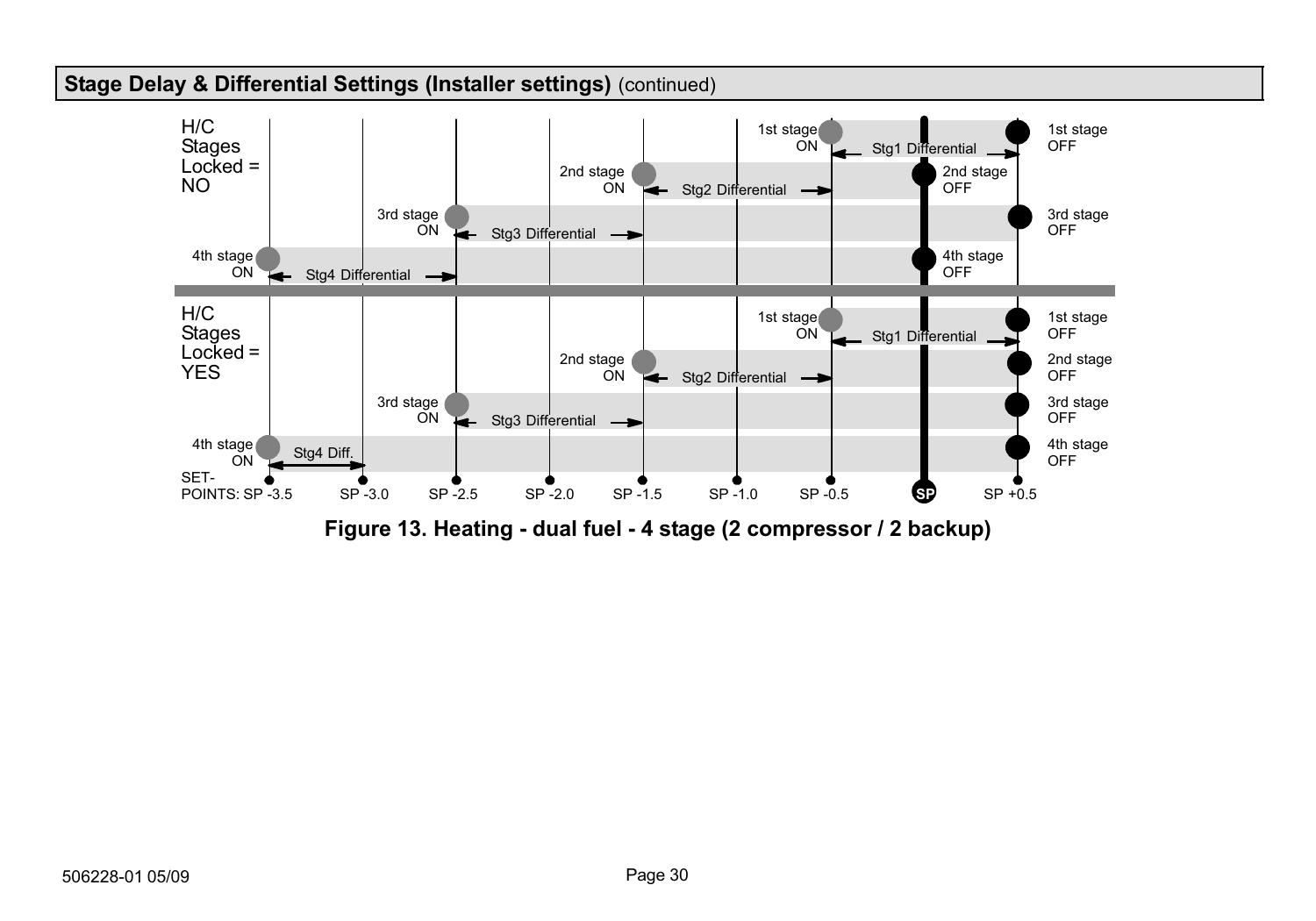## Stage Delay & Differential Settings (Installer settings) (continued)

H/C Stages Locked = NO

| Stage | ON | OFF | Differential |
|---|---|---|---|
| 1st stage | SP -0.5 | SP +0.5 | Stg1 Differential |
| 2nd stage | SP -1.5 | SP | Stg2 Differential |
| 3rd stage | SP -2.5 | SP +0.5 | Stg3 Differential |
| 4th stage | SP -3.5 | SP | Stg4 Differential |

H/C Stages Locked = YES

| Stage | ON | OFF | Differential |
|---|---|---|---|
| 1st stage | SP -0.5 | SP +0.5 | Stg1 Differential |
| 2nd stage | SP -1.5 | SP +0.5 | Stg2 Differential |
| 3rd stage | SP -2.5 | SP +0.5 | Stg3 Differential |
| 4th stage | SP -3.5 | SP +0.5 | Stg4 Diff. |

SET-POINTS: SP -3.5, SP -3.0, SP -2.5, SP -2.0, SP -1.5, SP -1.0, SP -0.5, SP, SP +0.5

**Figure 13. Heating - dual fuel - 4 stage (2 compressor / 2 backup)**

506228-01 05/09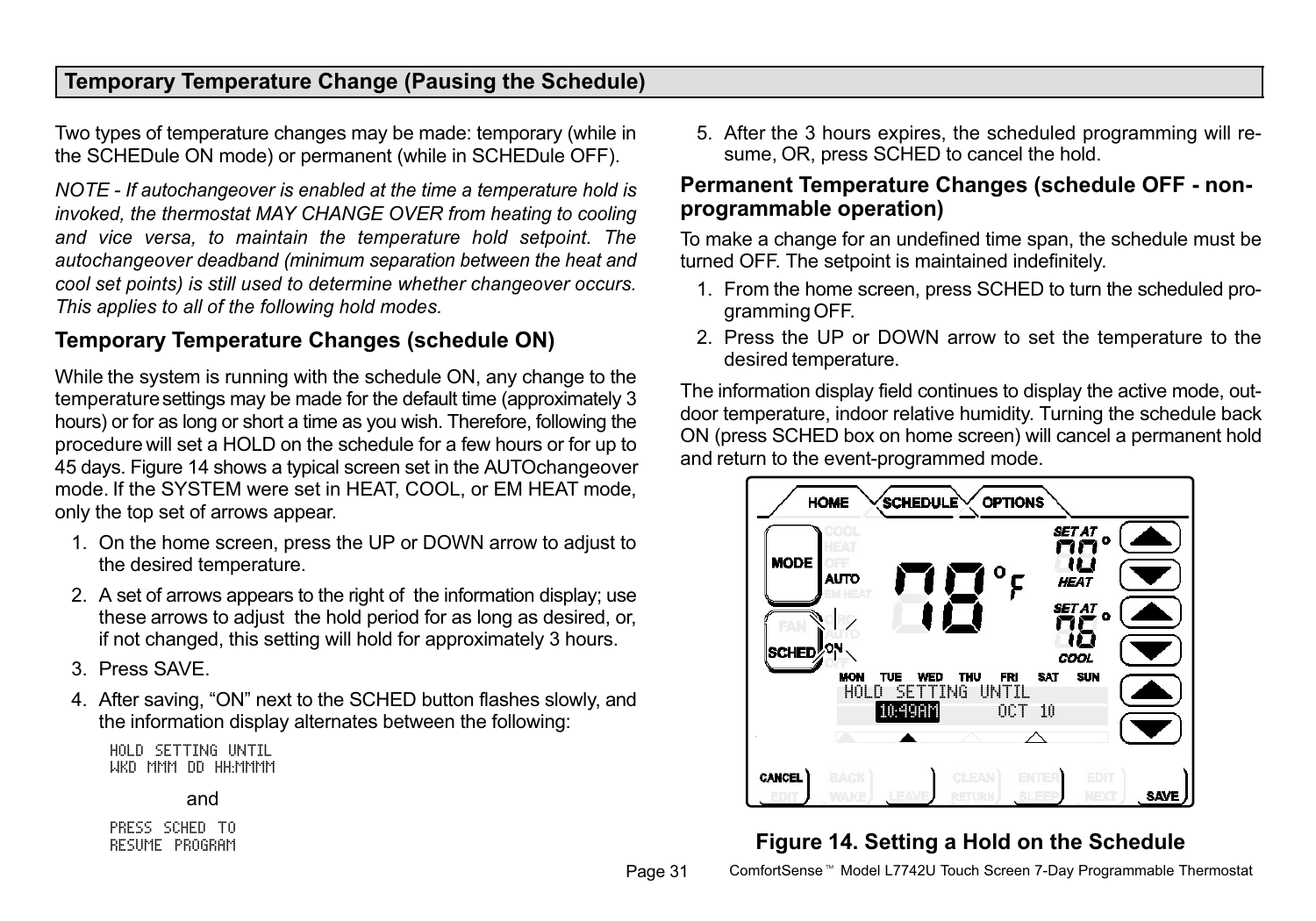## Temporary Temperature Change (Pausing the Schedule)

Two types of temperature changes may be made: temporary (while in the SCHEDule ON mode) or permanent (while in SCHEDule OFF).

*NOTE - If autochangeover is enabled at the time a temperature hold is invoked, the thermostat MAY CHANGE OVER from heating to cooling and vice versa, to maintain the temperature hold setpoint. The autochangeover deadband (minimum separation between the heat and cool set points) is still used to determine whether changeover occurs. This applies to all of the following hold modes.*

### Temporary Temperature Changes (schedule ON)

While the system is running with the schedule ON, any change to the temperature settings may be made for the default time (approximately 3 hours) or for as long or short a time as you wish. Therefore, following the procedure will set a HOLD on the schedule for a few hours or for up to 45 days. Figure 14 shows a typical screen set in the AUTOchangeover mode. If the SYSTEM were set in HEAT, COOL, or EM HEAT mode, only the top set of arrows appear.

1. On the home screen, press the UP or DOWN arrow to adjust to the desired temperature.
2. A set of arrows appears to the right of the information display; use these arrows to adjust the hold period for as long as desired, or, if not changed, this setting will hold for approximately 3 hours.
3. Press SAVE.
4. After saving, "ON" next to the SCHED button flashes slowly, and the information display alternates between the following:

```
HOLD SETTING UNTIL
WKD MMM DD HH:MMMM
```

and

```
PRESS SCHED TO
RESUME PROGRAM
```

5. After the 3 hours expires, the scheduled programming will resume, OR, press SCHED to cancel the hold.

### Permanent Temperature Changes (schedule OFF - non-programmable operation)

To make a change for an undefined time span, the schedule must be turned OFF. The setpoint is maintained indefinitely.

1. From the home screen, press SCHED to turn the scheduled programming OFF.
2. Press the UP or DOWN arrow to set the temperature to the desired temperature.

The information display field continues to display the active mode, outdoor temperature, indoor relative humidity. Turning the schedule back ON (press SCHED box on home screen) will cancel a permanent hold and return to the event-programmed mode.

**Figure 14. Setting a Hold on the Schedule**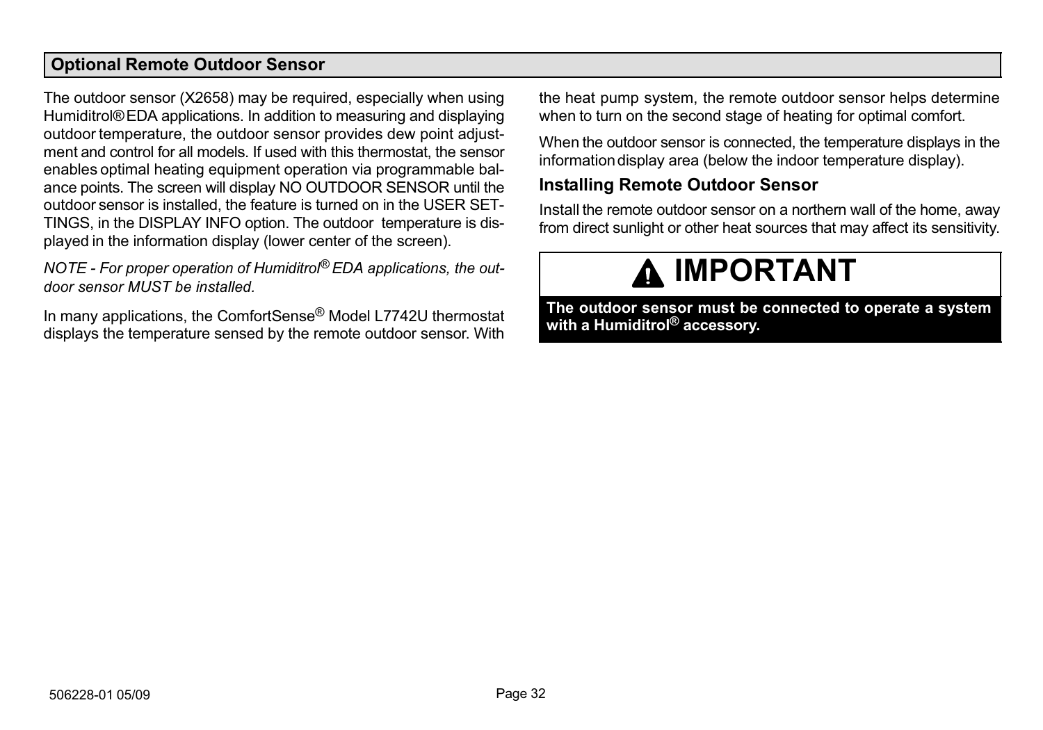## Optional Remote Outdoor Sensor

The outdoor sensor (X2658) may be required, especially when using Humiditrol® EDA applications. In addition to measuring and displaying outdoor temperature, the outdoor sensor provides dew point adjustment and control for all models. If used with this thermostat, the sensor enables optimal heating equipment operation via programmable balance points. The screen will display NO OUTDOOR SENSOR until the outdoor sensor is installed, the feature is turned on in the USER SETTINGS, in the DISPLAY INFO option. The outdoor temperature is displayed in the information display (lower center of the screen).

*NOTE - For proper operation of Humiditrol® EDA applications, the outdoor sensor MUST be installed.*

In many applications, the ComfortSense® Model L7742U thermostat displays the temperature sensed by the remote outdoor sensor. With the heat pump system, the remote outdoor sensor helps determine when to turn on the second stage of heating for optimal comfort.

When the outdoor sensor is connected, the temperature displays in the information display area (below the indoor temperature display).

### Installing Remote Outdoor Sensor

Install the remote outdoor sensor on a northern wall of the home, away from direct sunlight or other heat sources that may affect its sensitivity.

## IMPORTANT

**The outdoor sensor must be connected to operate a system with a Humiditrol® accessory.**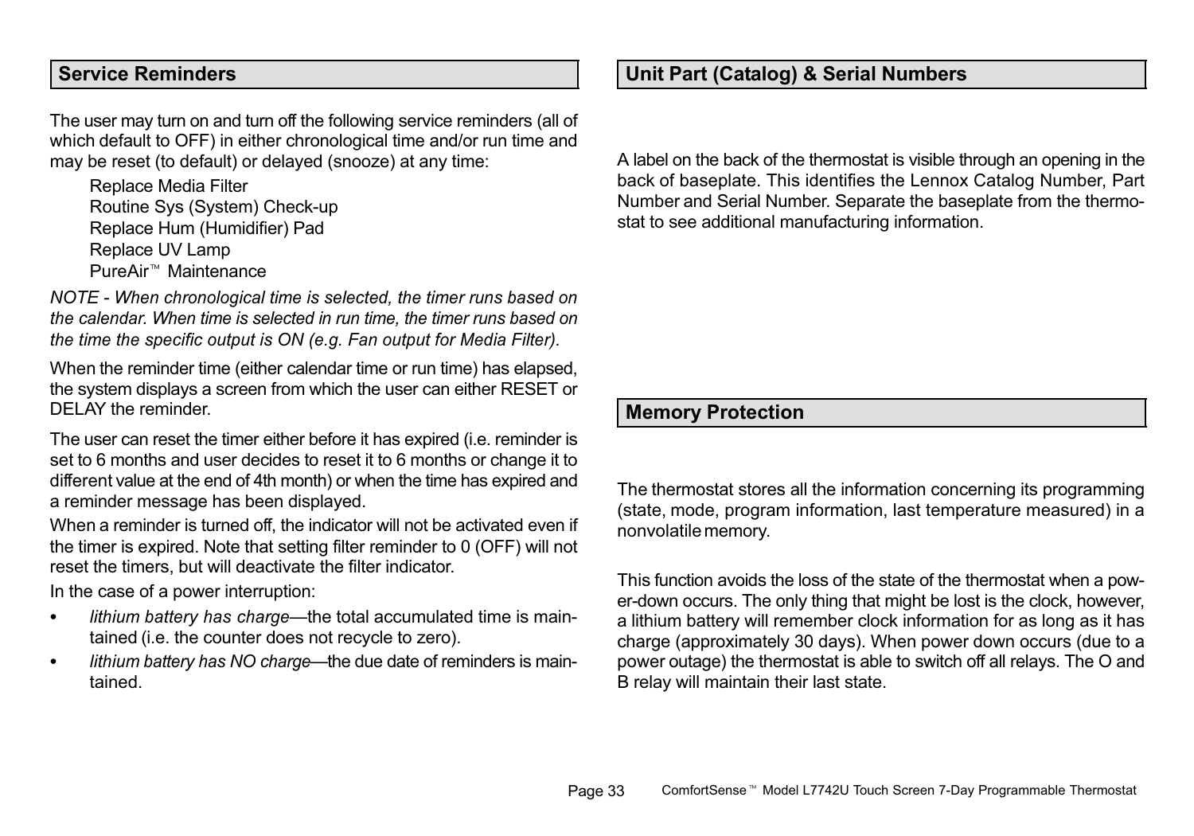## Service Reminders

The user may turn on and turn off the following service reminders (all of which default to OFF) in either chronological time and/or run time and may be reset (to default) or delayed (snooze) at any time:

Replace Media Filter
Routine Sys (System) Check-up
Replace Hum (Humidifier) Pad
Replace UV Lamp
PureAir™ Maintenance

*NOTE - When chronological time is selected, the timer runs based on the calendar. When time is selected in run time, the timer runs based on the time the specific output is ON (e.g. Fan output for Media Filter).*

When the reminder time (either calendar time or run time) has elapsed, the system displays a screen from which the user can either RESET or DELAY the reminder.

The user can reset the timer either before it has expired (i.e. reminder is set to 6 months and user decides to reset it to 6 months or change it to different value at the end of 4th month) or when the time has expired and a reminder message has been displayed.

When a reminder is turned off, the indicator will not be activated even if the timer is expired. Note that setting filter reminder to 0 (OFF) will not reset the timers, but will deactivate the filter indicator.

In the case of a power interruption:

- *lithium battery has charge*—the total accumulated time is maintained (i.e. the counter does not recycle to zero).
- *lithium battery has NO charge*—the due date of reminders is maintained.

## Unit Part (Catalog) & Serial Numbers

A label on the back of the thermostat is visible through an opening in the back of baseplate. This identifies the Lennox Catalog Number, Part Number and Serial Number. Separate the baseplate from the thermostat to see additional manufacturing information.

## Memory Protection

The thermostat stores all the information concerning its programming (state, mode, program information, last temperature measured) in a nonvolatile memory.

This function avoids the loss of the state of the thermostat when a power-down occurs. The only thing that might be lost is the clock, however, a lithium battery will remember clock information for as long as it has charge (approximately 30 days). When power down occurs (due to a power outage) the thermostat is able to switch off all relays. The O and B relay will maintain their last state.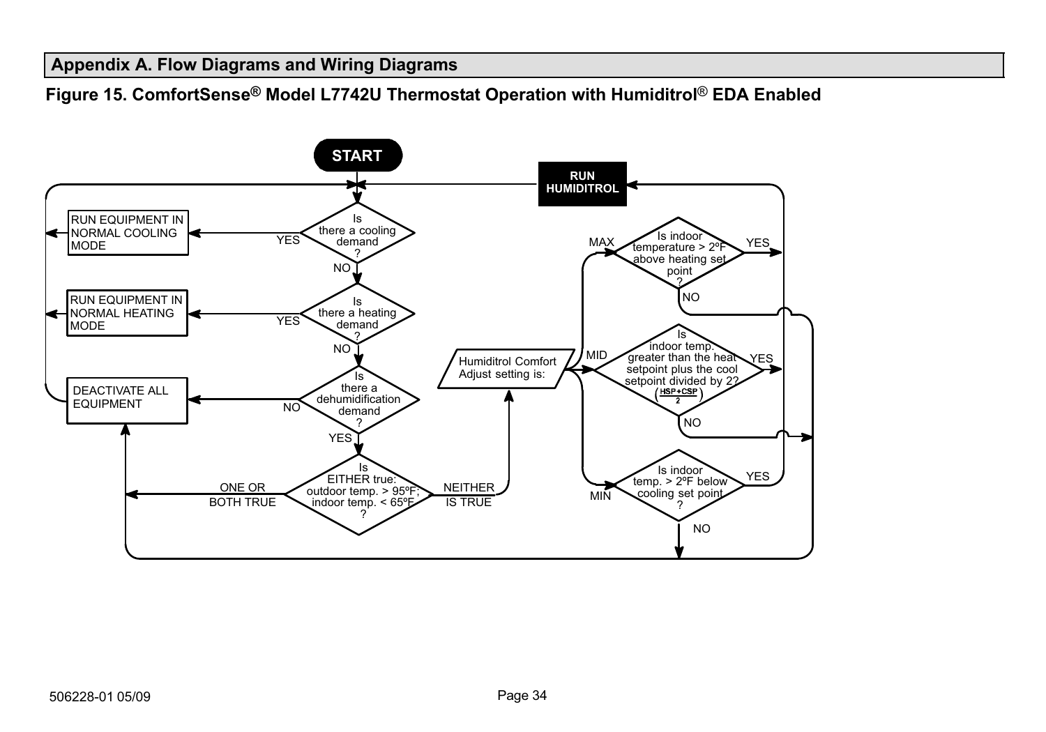## Appendix A. Flow Diagrams and Wiring Diagrams

**Figure 15. ComfortSense® Model L7742U Thermostat Operation with Humiditrol® EDA Enabled**

START

RUN HUMIDITROL

RUN EQUIPMENT IN NORMAL COOLING MODE

Is there a cooling demand ?

YES

NO

RUN EQUIPMENT IN NORMAL HEATING MODE

Is there a heating demand ?

YES

NO

DEACTIVATE ALL EQUIPMENT

Is there a dehumidification demand ?

NO

YES

Is EITHER true: outdoor temp. > 95ºF; indoor temp. < 65ºF ?

ONE OR BOTH TRUE

NEITHER IS TRUE

Humiditrol Comfort Adjust setting is:

MAX

Is indoor temperature > 2ºF above heating set point ?

YES

NO

MID

Is indoor temp. greater than the heat setpoint plus the cool setpoint divided by 2? $\left(\frac{HSP+CSP}{2}\right)$

YES

NO

MIN

Is indoor temp. > 2ºF below cooling set point ?

YES

NO

506228-01 05/09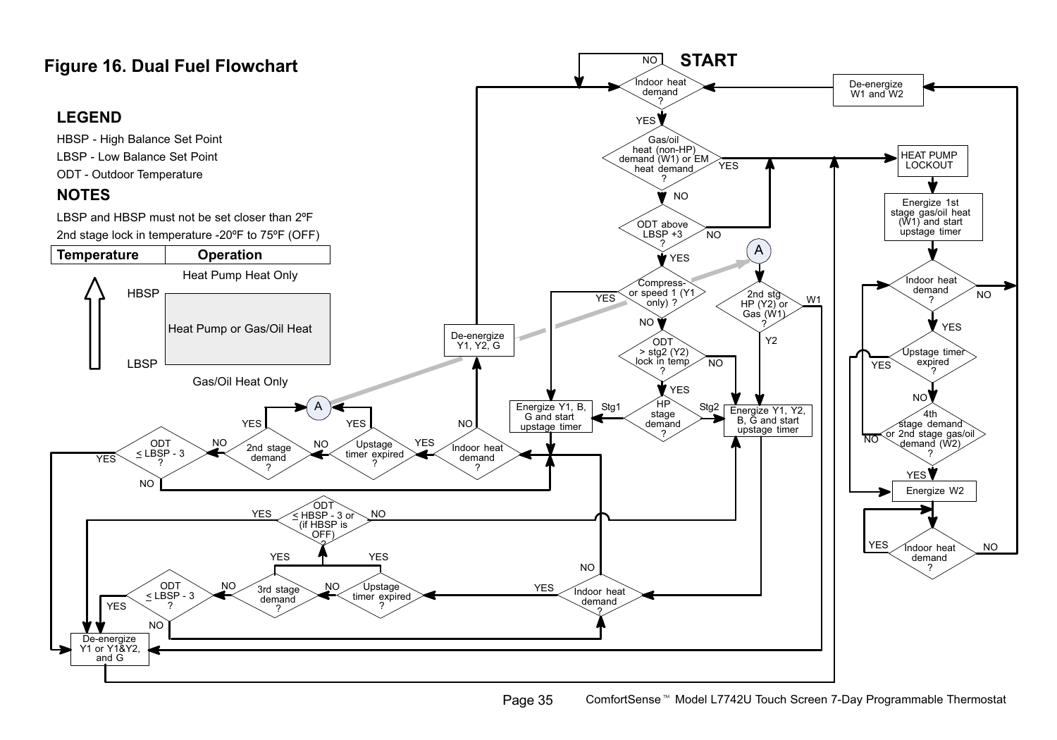# Figure 16. Dual Fuel Flowchart

## LEGEND

HBSP - High Balance Set Point

LBSP - Low Balance Set Point

ODT - Outdoor Temperature

## NOTES

LBSP and HBSP must not be set closer than 2ºF

2nd stage lock in temperature -20ºF to 75ºF (OFF)

| Temperature | Operation |
|---|---|
| | Heat Pump Heat Only |
| HBSP | |
| | Heat Pump or Gas/Oil Heat |
| LBSP | |
| | Gas/Oil Heat Only |

START

Indoor heat demand? — NO: return to Indoor heat demand?; YES: Gas/oil heat (non-HP) demand (W1) or EM heat demand?

Gas/oil heat (non-HP) demand (W1) or EM heat demand? — YES: HEAT PUMP LOCKOUT; NO: ODT above LBSP +3?

ODT above LBSP +3? — NO: HEAT PUMP LOCKOUT; YES: Compressor speed 1 (Y1 only)?

Compressor speed 1 (Y1 only)? — YES: Energize Y1, B, G and start upstage timer; NO: ODT > stg2 (Y2) lock in temp?

ODT > stg2 (Y2) lock in temp? — NO: Energize Y1, Y2, B, G and start upstage timer; YES: HP stage demand?

HP stage demand? — Stg1: Energize Y1, B, G and start upstage timer; Stg2: Energize Y1, Y2, B, G and start upstage timer

Energize Y1, B, G and start upstage timer → Indoor heat demand?

Indoor heat demand? — NO: De-energize Y1, Y2, G → Indoor heat demand? (START); YES: Upstage timer expired?

Upstage timer expired? — YES: A; NO: 2nd stage demand?

2nd stage demand? — YES: A; NO: ODT ≤ LBSP - 3?

ODT ≤ LBSP - 3? — YES: De-energize Y1 or Y1&Y2, and G; NO: return to Indoor heat demand?

A → 2nd stg HP (Y2) or Gas (W1)? — Y2: Energize Y1, Y2, B, G and start upstage timer; W1: De-energize Y1 or Y1&Y2, and G

Energize Y1, Y2, B, G and start upstage timer → Indoor heat demand?

Indoor heat demand? — NO: return to Indoor heat demand? (Stage 1 loop); YES: Upstage timer expired?

Upstage timer expired? — YES: ODT ≤ HBSP - 3 or (if HBSP is OFF)?; NO: 3rd stage demand?

3rd stage demand? — YES: ODT ≤ HBSP - 3 or (if HBSP is OFF)?; NO: ODT ≤ LBSP - 3?

ODT ≤ HBSP - 3 or (if HBSP is OFF)? — YES: De-energize Y1 or Y1&Y2, and G; NO: Energize Y1, Y2, B, G and start upstage timer

ODT ≤ LBSP - 3? — YES: De-energize Y1 or Y1&Y2, and G; NO: return to Indoor heat demand?

De-energize Y1 or Y1&Y2, and G → HEAT PUMP LOCKOUT

HEAT PUMP LOCKOUT → Energize 1st stage gas/oil heat (W1) and start upstage timer → Indoor heat demand?

Indoor heat demand? — NO: De-energize W1 and W2; YES: Upstage timer expired?

Upstage timer expired? — YES: Energize W2; NO: 4th stage demand or 2nd stage gas/oil demand (W2)?

4th stage demand or 2nd stage gas/oil demand (W2)? — NO: return to Indoor heat demand?; YES: Energize W2

Energize W2 → Indoor heat demand? — YES: return to Indoor heat demand?; NO: De-energize W1 and W2

De-energize W1 and W2 → Indoor heat demand? (START)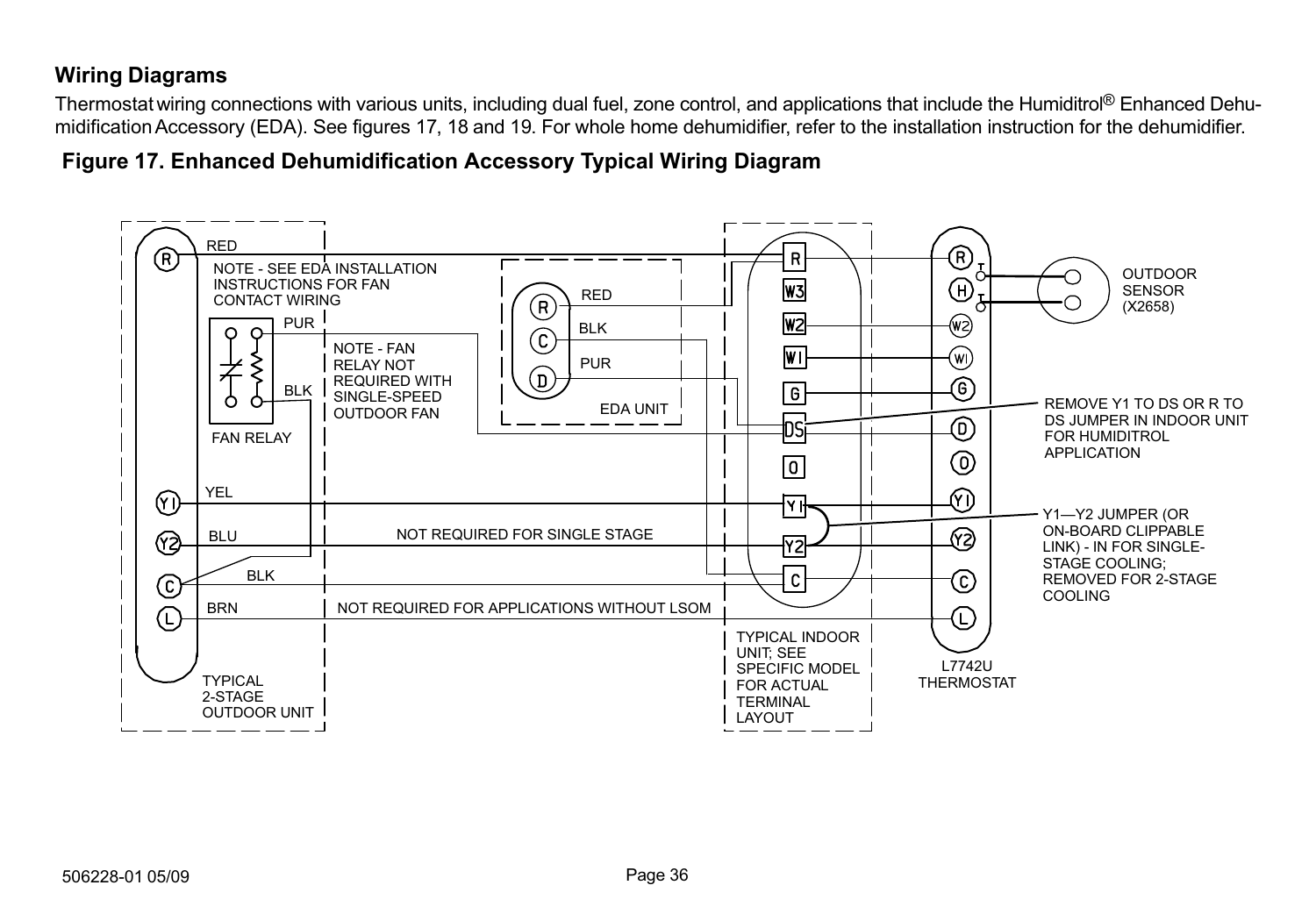## Wiring Diagrams

Thermostat wiring connections with various units, including dual fuel, zone control, and applications that include the Humiditrol® Enhanced Dehumidification Accessory (EDA). See figures 17, 18 and 19. For whole home dehumidifier, refer to the installation instruction for the dehumidifier.

**Figure 17. Enhanced Dehumidification Accessory Typical Wiring Diagram**

NOTE - SEE EDA INSTALLATION INSTRUCTIONS FOR FAN CONTACT WIRING

NOTE - FAN RELAY NOT REQUIRED WITH SINGLE-SPEED OUTDOOR FAN

NOT REQUIRED FOR SINGLE STAGE

NOT REQUIRED FOR APPLICATIONS WITHOUT LSOM

REMOVE Y1 TO DS OR R TO DS JUMPER IN INDOOR UNIT FOR HUMIDITROL APPLICATION

Y1—Y2 JUMPER (OR ON-BOARD CLIPPABLE LINK) - IN FOR SINGLE-STAGE COOLING; REMOVED FOR 2-STAGE COOLING

TYPICAL 2-STAGE OUTDOOR UNIT

FAN RELAY

EDA UNIT

TYPICAL INDOOR UNIT; SEE SPECIFIC MODEL FOR ACTUAL TERMINAL LAYOUT

L7742U THERMOSTAT

OUTDOOR SENSOR (X2658)

506228-01 05/09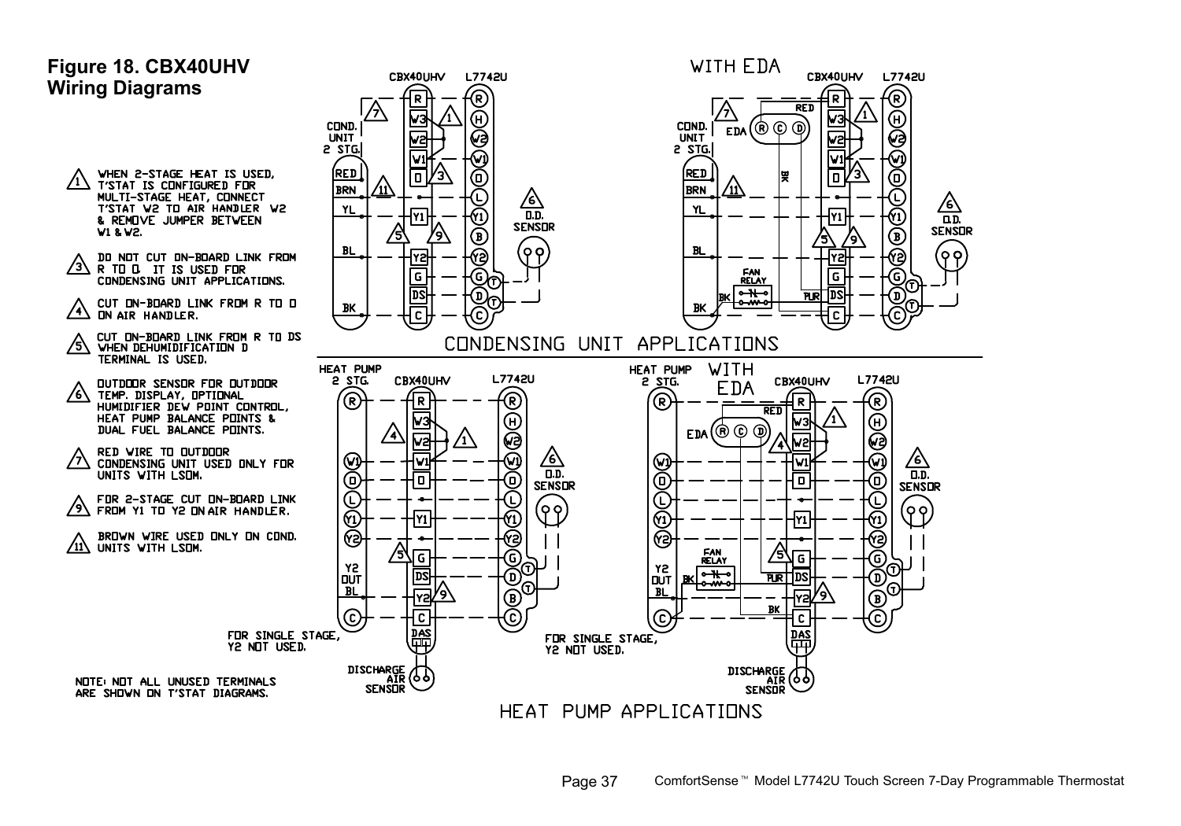# Figure 18. CBX40UHV Wiring Diagrams

1. WHEN 2-STAGE HEAT IS USED, T'STAT IS CONFIGURED FOR MULTI-STAGE HEAT, CONNECT T'STAT W2 TO AIR HANDLER W2 & REMOVE JUMPER BETWEEN W1 & W2.

3. DO NOT CUT ON-BOARD LINK FROM R TO D. IT IS USED FOR CONDENSING UNIT APPLICATIONS.

4. CUT ON-BOARD LINK FROM R TO D ON AIR HANDLER.

5. CUT ON-BOARD LINK FROM R TO DS WHEN DEHUMIDIFICATION D TERMINAL IS USED.

6. OUTDOOR SENSOR FOR OUTDOOR TEMP. DISPLAY, OPTIONAL HUMIDIFIER DEW POINT CONTROL, HEAT PUMP BALANCE POINTS & DUAL FUEL BALANCE POINTS.

7. RED WIRE TO OUTDOOR CONDENSING UNIT USED ONLY FOR UNITS WITH LSOM.

9. FOR 2-STAGE CUT ON-BOARD LINK FROM Y1 TO Y2 ON AIR HANDLER.

11. BROWN WIRE USED ONLY ON COND. UNITS WITH LSOM.

NOTE: NOT ALL UNUSED TERMINALS ARE SHOWN ON T'STAT DIAGRAMS.

## CONDENSING UNIT APPLICATIONS

## HEAT PUMP APPLICATIONS

FOR SINGLE STAGE, Y2 NOT USED.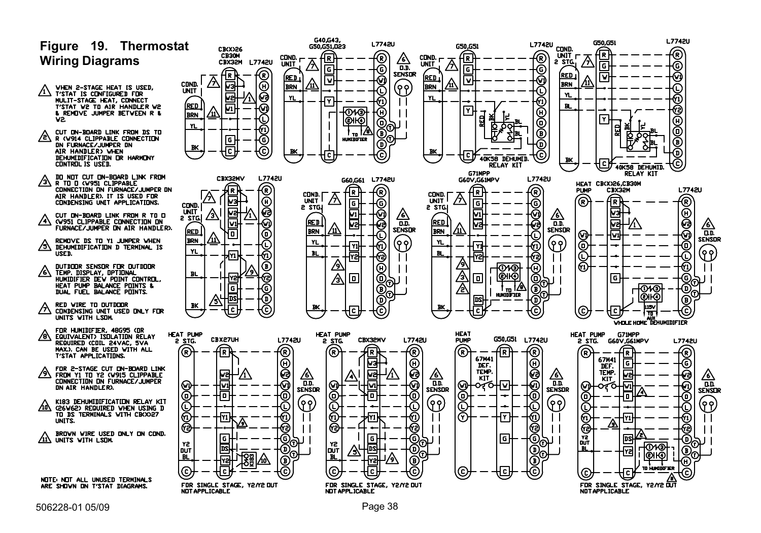# Figure 19. Thermostat Wiring Diagrams

1. WHEN 2-STAGE HEAT IS USED, T'STAT IS CONFIGURED FOR MULIT-STAGE HEAT, CONNECT T'STAT W2 TO AIR HANDLER W2 & REMOVE JUMPER BETWEEN R & W2.

2. CUT ON-BOARD LINK FROM DS TO R (W914 CLIPPABLE CONNECTION ON FURNACE/JUMPER ON AIR HANDLER) WHEN DEHUMIDIFICATION OR HARMONY CONTROL IS USED.

3. DO NOT CUT ON-BOARD LINK FROM R TO O (W951 CLIPPABLE CONNECTION ON FURNACE/JUMPER ON AIR HANDLER). IT IS USED FOR CONDENSING UNIT APPLICATIONS.

4. CUT ON-BOARD LINK FROM R TO O (W951 CLIPPABLE CONNECTION ON FURNACE/JUMPER ON AIR HANDLER).

5. REMOVE DS TO Y1 JUMPER WHEN DEHUMIDIFICATION D TERMINAL IS USED.

6. OUTDOOR SENSOR FOR OUTDOOR TEMP. DISPLAY, OPTIONAL HUMIDIFIER DEW POINT CONTROL, HEAT PUMP BALANCE POINTS & DUAL FUEL BALANCE POINTS.

7. RED WIRE TO OUTDOOR CONDENSING UNIT USED ONLY FOR UNITS WITH LSOM.

8. FOR HUMIDIFIER, 48G95 (OR EQUIVALENT) ISOLATION RELAY REQUIRED (COIL 24VAC, 5VA MAX). CAN BE USED WITH ALL T'STAT APPLICATIONS.

9. FOR 2-STAGE CUT ON-BOARD LINK FROM Y1 TO Y2 (W915 CLIPPABLE CONNECTION ON FURNACE/JUMPER ON AIR HANDLER).

10. K183 DEHUMIDIFICATION RELAY KIT (26W62) REQUIRED WHEN USING D TO DS TERMINALS WITH CBX27 UNITS.

11. BROWN WIRE USED ONLY ON COND. UNITS WITH LSOM.

NOTE: NOT ALL UNUSED TERMINALS ARE SHOWN ON T'STAT DIAGRAMS.

FOR SINGLE STAGE, Y2/Y2 OUT NOT APPLICABLE

506228-01 05/09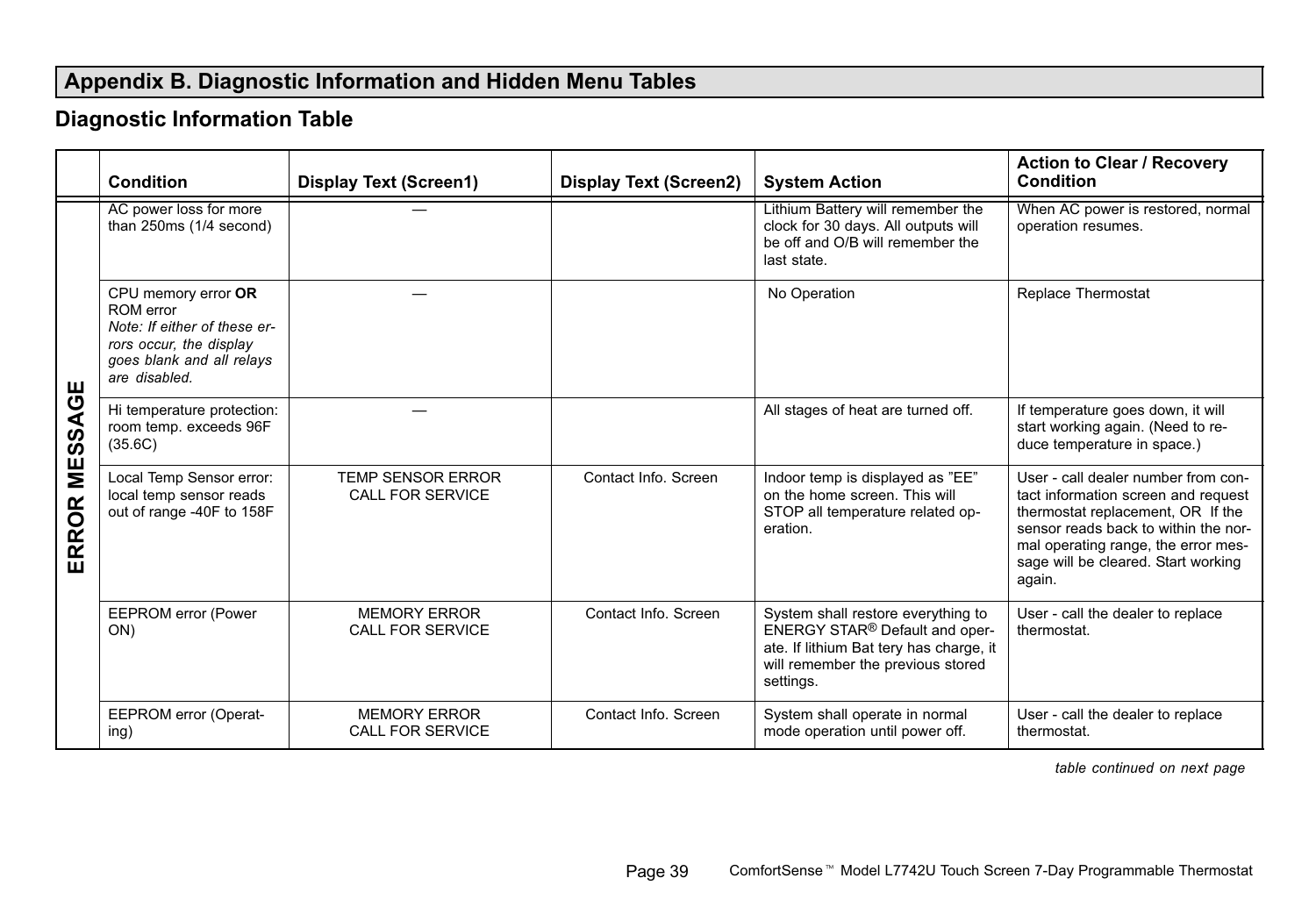## Appendix B. Diagnostic Information and Hidden Menu Tables

### Diagnostic Information Table

| | Condition | Display Text (Screen1) | Display Text (Screen2) | System Action | Action to Clear / Recovery Condition |
|---|---|---|---|---|---|
| ERROR MESSAGE | AC power loss for more than 250ms (1/4 second) | — | | Lithium Battery will remember the clock for 30 days. All outputs will be off and O/B will remember the last state. | When AC power is restored, normal operation resumes. |
| | CPU memory error **OR** ROM error *Note: If either of these errors occur, the display goes blank and all relays are disabled.* | — | | No Operation | Replace Thermostat |
| | Hi temperature protection: room temp. exceeds 96F (35.6C) | — | | All stages of heat are turned off. | If temperature goes down, it will start working again. (Need to reduce temperature in space.) |
| | Local Temp Sensor error: local temp sensor reads out of range -40F to 158F | TEMP SENSOR ERROR CALL FOR SERVICE | Contact Info. Screen | Indoor temp is displayed as "EE" on the home screen. This will STOP all temperature related operation. | User - call dealer number from contact information screen and request thermostat replacement, OR If the sensor reads back to within the normal operating range, the error message will be cleared. Start working again. |
| | EEPROM error (Power ON) | MEMORY ERROR CALL FOR SERVICE | Contact Info. Screen | System shall restore everything to ENERGY STAR® Default and operate. If lithium Bat tery has charge, it will remember the previous stored settings. | User - call the dealer to replace thermostat. |
| | EEPROM error (Operating) | MEMORY ERROR CALL FOR SERVICE | Contact Info. Screen | System shall operate in normal mode operation until power off. | User - call the dealer to replace thermostat. |

*table continued on next page*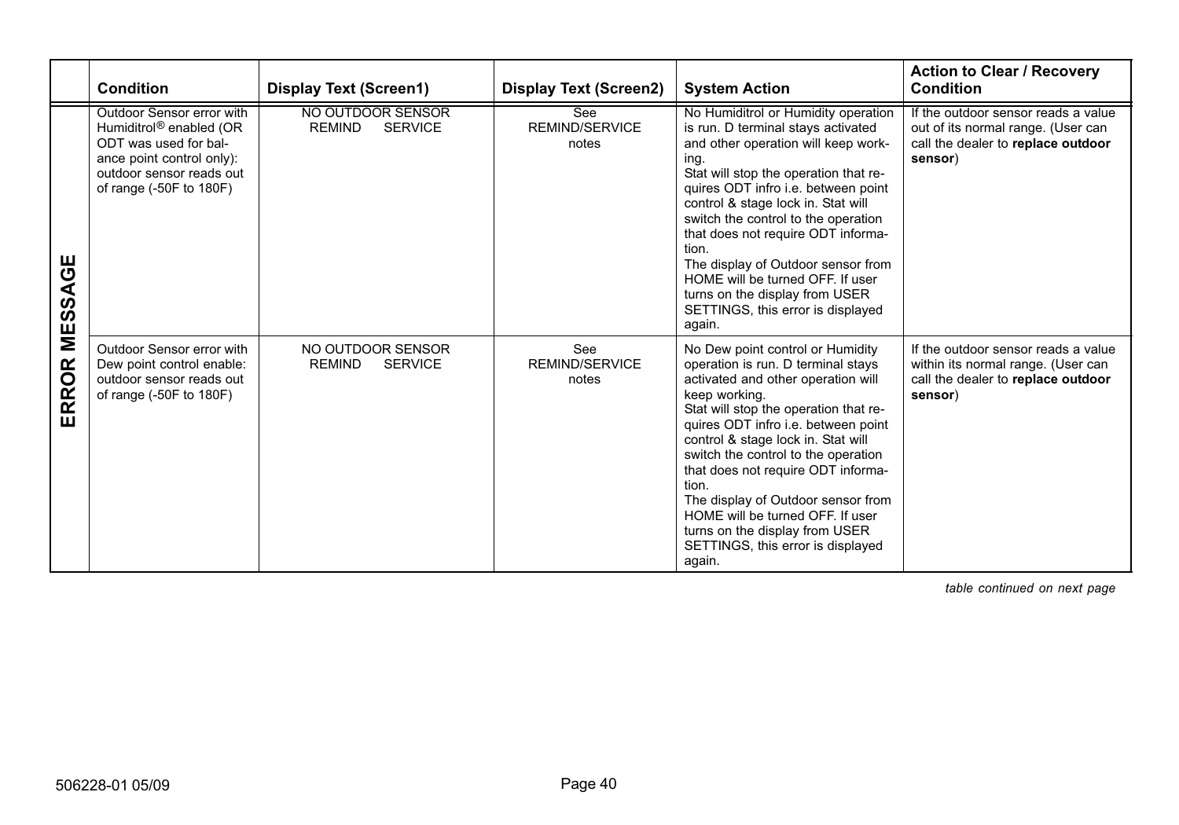| | Condition | Display Text (Screen1) | Display Text (Screen2) | System Action | Action to Clear / Recovery Condition |
|---|---|---|---|---|---|
| ERROR MESSAGE | Outdoor Sensor error with Humiditrol® enabled (OR ODT was used for balance point control only): outdoor sensor reads out of range (-50F to 180F) | NO OUTDOOR SENSOR REMIND SERVICE | See REMIND/SERVICE notes | No Humiditrol or Humidity operation is run. D terminal stays activated and other operation will keep working. Stat will stop the operation that requires ODT infro i.e. between point control & stage lock in. Stat will switch the control to the operation that does not require ODT information. The display of Outdoor sensor from HOME will be turned OFF. If user turns on the display from USER SETTINGS, this error is displayed again. | If the outdoor sensor reads a value out of its normal range. (User can call the dealer to **replace outdoor sensor**) |
| | Outdoor Sensor error with Dew point control enable: outdoor sensor reads out of range (-50F to 180F) | NO OUTDOOR SENSOR REMIND SERVICE | See REMIND/SERVICE notes | No Dew point control or Humidity operation is run. D terminal stays activated and other operation will keep working. Stat will stop the operation that requires ODT infro i.e. between point control & stage lock in. Stat will switch the control to the operation that does not require ODT information. The display of Outdoor sensor from HOME will be turned OFF. If user turns on the display from USER SETTINGS, this error is displayed again. | If the outdoor sensor reads a value within its normal range. (User can call the dealer to **replace outdoor sensor**) |

*table continued on next page*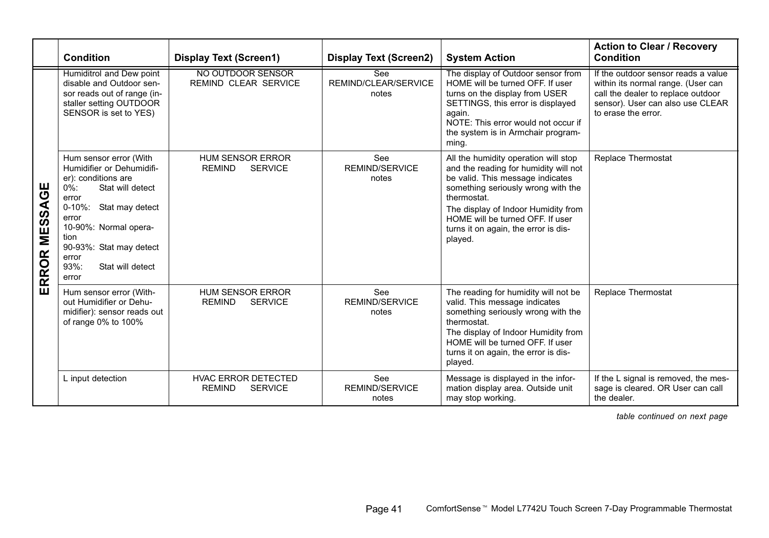| | Condition | Display Text (Screen1) | Display Text (Screen2) | System Action | Action to Clear / Recovery Condition |
|---|---|---|---|---|---|
| ERROR MESSAGE | Humiditrol and Dew point disable and Outdoor sensor reads out of range (installer setting OUTDOOR SENSOR is set to YES) | NO OUTDOOR SENSOR REMIND CLEAR SERVICE | See REMIND/CLEAR/SERVICE notes | The display of Outdoor sensor from HOME will be turned OFF. If user turns on the display from USER SETTINGS, this error is displayed again. NOTE: This error would not occur if the system is in Armchair programming. | If the outdoor sensor reads a value within its normal range. (User can call the dealer to replace outdoor sensor). User can also use CLEAR to erase the error. |
| | Hum sensor error (With Humidifier or Dehumidifier): conditions are 0%: Stat will detect error 0-10%: Stat may detect error 10-90%: Normal operation 90-93%: Stat may detect error 93%: Stat will detect error | HUM SENSOR ERROR REMIND SERVICE | See REMIND/SERVICE notes | All the humidity operation will stop and the reading for humidity will not be valid. This message indicates something seriously wrong with the thermostat. The display of Indoor Humidity from HOME will be turned OFF. If user turns it on again, the error is displayed. | Replace Thermostat |
| | Hum sensor error (Without Humidifier or Dehumidifier): sensor reads out of range 0% to 100% | HUM SENSOR ERROR REMIND SERVICE | See REMIND/SERVICE notes | The reading for humidity will not be valid. This message indicates something seriously wrong with the thermostat. The display of Indoor Humidity from HOME will be turned OFF. If user turns it on again, the error is displayed. | Replace Thermostat |
| | L input detection | HVAC ERROR DETECTED REMIND SERVICE | See REMIND/SERVICE notes | Message is displayed in the information display area. Outside unit may stop working. | If the L signal is removed, the message is cleared. OR User can call the dealer. |

*table continued on next page*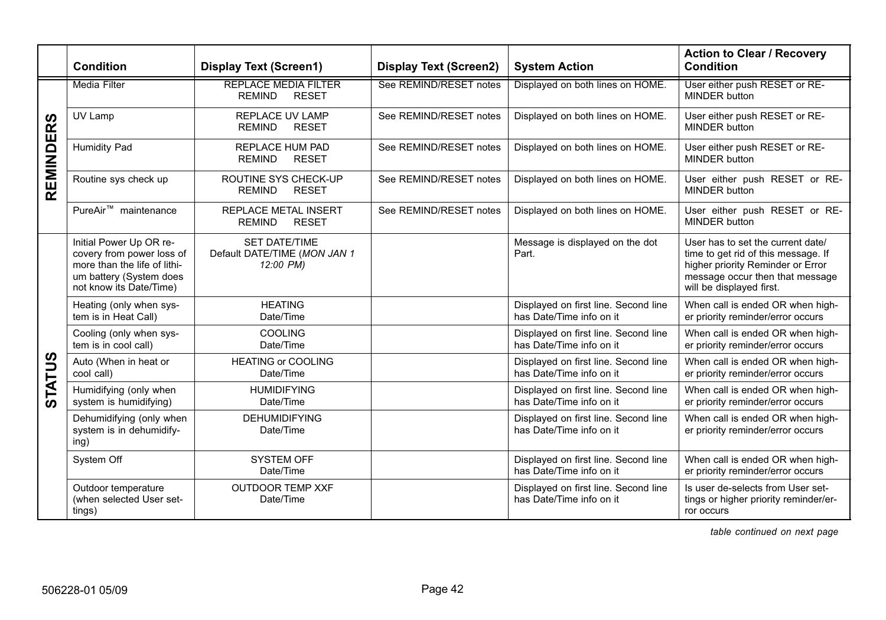|  | Condition | Display Text (Screen1) | Display Text (Screen2) | System Action | Action to Clear / Recovery Condition |
|---|---|---|---|---|---|
| REMINDERS | Media Filter | REPLACE MEDIA FILTER REMIND RESET | See REMIND/RESET notes | Displayed on both lines on HOME. | User either push RESET or REMINDER button |
|  | UV Lamp | REPLACE UV LAMP REMIND RESET | See REMIND/RESET notes | Displayed on both lines on HOME. | User either push RESET or REMINDER button |
|  | Humidity Pad | REPLACE HUM PAD REMIND RESET | See REMIND/RESET notes | Displayed on both lines on HOME. | User either push RESET or REMINDER button |
|  | Routine sys check up | ROUTINE SYS CHECK-UP REMIND RESET | See REMIND/RESET notes | Displayed on both lines on HOME. | User either push RESET or REMINDER button |
|  | PureAir™ maintenance | REPLACE METAL INSERT REMIND RESET | See REMIND/RESET notes | Displayed on both lines on HOME. | User either push RESET or REMINDER button |
| STATUS | Initial Power Up OR recovery from power loss of more than the life of lithium battery (System does not know its Date/Time) | SET DATE/TIME Default DATE/TIME (*MON JAN 1 12:00 PM)* |  | Message is displayed on the dot Part. | User has to set the current date/time to get rid of this message. If higher priority Reminder or Error message occur then that message will be displayed first. |
|  | Heating (only when system is in Heat Call) | HEATING Date/Time |  | Displayed on first line. Second line has Date/Time info on it | When call is ended OR when higher priority reminder/error occurs |
|  | Cooling (only when system is in cool call) | COOLING Date/Time |  | Displayed on first line. Second line has Date/Time info on it | When call is ended OR when higher priority reminder/error occurs |
|  | Auto (When in heat or cool call) | HEATING or COOLING Date/Time |  | Displayed on first line. Second line has Date/Time info on it | When call is ended OR when higher priority reminder/error occurs |
|  | Humidifying (only when system is humidifying) | HUMIDIFYING Date/Time |  | Displayed on first line. Second line has Date/Time info on it | When call is ended OR when higher priority reminder/error occurs |
|  | Dehumidifying (only when system is in dehumidifying) | DEHUMIDIFYING Date/Time |  | Displayed on first line. Second line has Date/Time info on it | When call is ended OR when higher priority reminder/error occurs |
|  | System Off | SYSTEM OFF Date/Time |  | Displayed on first line. Second line has Date/Time info on it | When call is ended OR when higher priority reminder/error occurs |
|  | Outdoor temperature (when selected User settings) | OUTDOOR TEMP XXF Date/Time |  | Displayed on first line. Second line has Date/Time info on it | Is user de-selects from User settings or higher priority reminder/error occurs |

*table continued on next page*

506228-01 05/09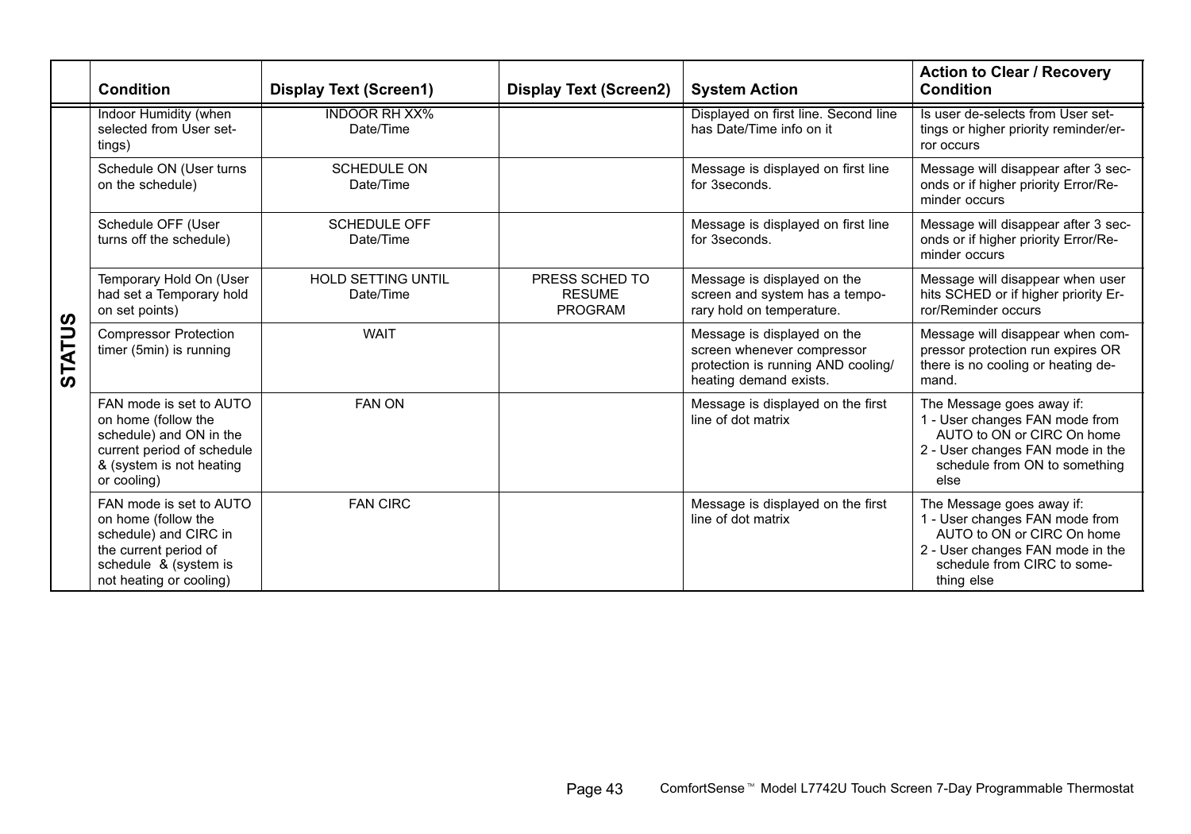| | Condition | Display Text (Screen1) | Display Text (Screen2) | System Action | Action to Clear / Recovery Condition |
|---|---|---|---|---|---|
| STATUS | Indoor Humidity (when selected from User settings) | INDOOR RH XX% Date/Time | | Displayed on first line. Second line has Date/Time info on it | Is user de-selects from User settings or higher priority reminder/error occurs |
| | Schedule ON (User turns on the schedule) | SCHEDULE ON Date/Time | | Message is displayed on first line for 3seconds. | Message will disappear after 3 seconds or if higher priority Error/Reminder occurs |
| | Schedule OFF (User turns off the schedule) | SCHEDULE OFF Date/Time | | Message is displayed on first line for 3seconds. | Message will disappear after 3 seconds or if higher priority Error/Reminder occurs |
| | Temporary Hold On (User had set a Temporary hold on set points) | HOLD SETTING UNTIL Date/Time | PRESS SCHED TO RESUME PROGRAM | Message is displayed on the screen and system has a temporary hold on temperature. | Message will disappear when user hits SCHED or if higher priority Error/Reminder occurs |
| | Compressor Protection timer (5min) is running | WAIT | | Message is displayed on the screen whenever compressor protection is running AND cooling/heating demand exists. | Message will disappear when compressor protection run expires OR there is no cooling or heating demand. |
| | FAN mode is set to AUTO on home (follow the schedule) and ON in the current period of schedule & (system is not heating or cooling) | FAN ON | | Message is displayed on the first line of dot matrix | The Message goes away if:<br>1 - User changes FAN mode from AUTO to ON or CIRC On home<br>2 - User changes FAN mode in the schedule from ON to something else |
| | FAN mode is set to AUTO on home (follow the schedule) and CIRC in the current period of schedule & (system is not heating or cooling) | FAN CIRC | | Message is displayed on the first line of dot matrix | The Message goes away if:<br>1 - User changes FAN mode from AUTO to ON or CIRC On home<br>2 - User changes FAN mode in the schedule from CIRC to something else |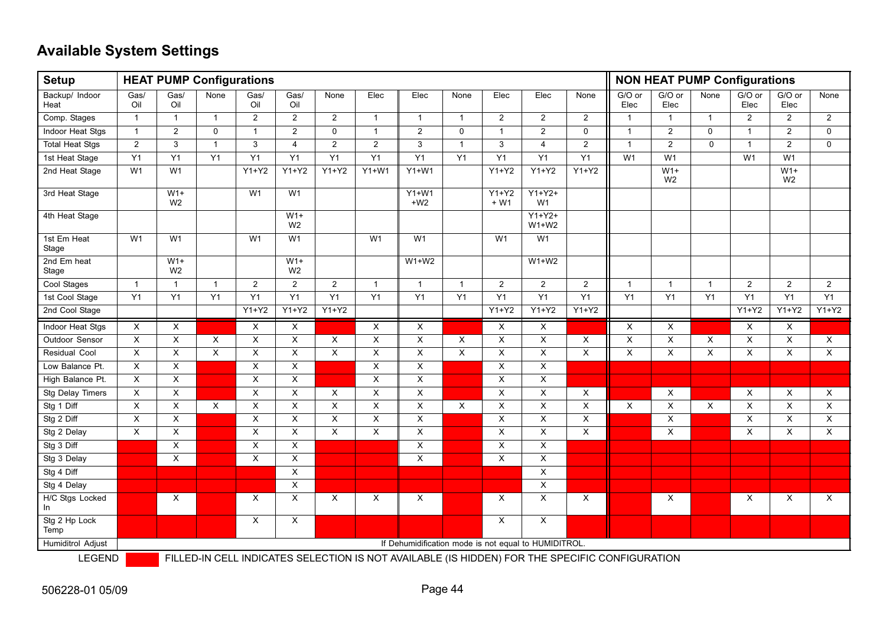## Available System Settings

| Setup | HEAT PUMP Configurations | | | | | | | | | | | | NON HEAT PUMP Configurations | | | | | |
|---|---|---|---|---|---|---|---|---|---|---|---|---|---|---|---|---|---|---|
| Backup/ Indoor Heat | Gas/ Oil | Gas/ Oil | None | Gas/ Oil | Gas/ Oil | None | Elec | Elec | None | Elec | Elec | None | G/O or Elec | G/O or Elec | None | G/O or Elec | G/O or Elec | None |
| Comp. Stages | 1 | 1 | 1 | 2 | 2 | 2 | 1 | 1 | 1 | 2 | 2 | 2 | 1 | 1 | 1 | 2 | 2 | 2 |
| Indoor Heat Stgs | 1 | 2 | 0 | 1 | 2 | 0 | 1 | 2 | 0 | 1 | 2 | 0 | 1 | 2 | 0 | 1 | 2 | 0 |
| Total Heat Stgs | 2 | 3 | 1 | 3 | 4 | 2 | 2 | 3 | 1 | 3 | 4 | 2 | 1 | 2 | 0 | 1 | 2 | 0 |
| 1st Heat Stage | Y1 | Y1 | Y1 | Y1 | Y1 | Y1 | Y1 | Y1 | Y1 | Y1 | Y1 | Y1 | W1 | W1 | | W1 | W1 | |
| 2nd Heat Stage | W1 | W1 | | Y1+Y2 | Y1+Y2 | Y1+Y2 | Y1+W1 | Y1+W1 | | Y1+Y2 | Y1+Y2 | Y1+Y2 | | W1+ W2 | | | W1+ W2 | |
| 3rd Heat Stage | | W1+ W2 | | W1 | W1 | | | Y1+W1 +W2 | | Y1+Y2 + W1 | Y1+Y2+ W1 | | | | | | | |
| 4th Heat Stage | | | | | W1+ W2 | | | | | | Y1+Y2+ W1+W2 | | | | | | | |
| 1st Em Heat Stage | W1 | W1 | | W1 | W1 | | W1 | W1 | | W1 | W1 | | | | | | | |
| 2nd Em heat Stage | | W1+ W2 | | | W1+ W2 | | | W1+W2 | | | W1+W2 | | | | | | | |
| Cool Stages | 1 | 1 | 1 | 2 | 2 | 2 | 1 | 1 | 1 | 2 | 2 | 2 | 1 | 1 | 1 | 2 | 2 | 2 |
| 1st Cool Stage | Y1 | Y1 | Y1 | Y1 | Y1 | Y1 | Y1 | Y1 | Y1 | Y1 | Y1 | Y1 | Y1 | Y1 | Y1 | Y1 | Y1 | Y1 |
| 2nd Cool Stage | | | | Y1+Y2 | Y1+Y2 | Y1+Y2 | | | | Y1+Y2 | Y1+Y2 | Y1+Y2 | | | | Y1+Y2 | Y1+Y2 | Y1+Y2 |
| Indoor Heat Stgs | X | X | | X | X | | X | X | | X | X | | X | X | | X | X | |
| Outdoor Sensor | X | X | X | X | X | X | X | X | X | X | X | X | X | X | X | X | X | X |
| Residual Cool | X | X | X | X | X | X | X | X | X | X | X | X | X | X | X | X | X | X |
| Low Balance Pt. | X | X | | X | X | | X | X | | X | X | | | | | | | |
| High Balance Pt. | X | X | | X | X | | X | X | | X | X | | | | | | | |
| Stg Delay Timers | X | X | | X | X | X | X | X | | X | X | X | | X | | X | X | X |
| Stg 1 Diff | X | X | X | X | X | X | X | X | X | X | X | X | X | X | X | X | X | X |
| Stg 2 Diff | X | X | | X | X | X | X | X | | X | X | X | | X | | X | X | X |
| Stg 2 Delay | X | X | | X | X | X | X | X | | X | X | X | | X | | X | X | X |
| Stg 3 Diff | | X | | X | X | | | X | | X | X | | | | | | | |
| Stg 3 Delay | | X | | X | X | | | X | | X | X | | | | | | | |
| Stg 4 Diff | | | | | X | | | | | | X | | | | | | | |
| Stg 4 Delay | | | | | X | | | | | | X | | | | | | | |
| H/C Stgs Locked In | | X | | X | X | X | X | X | | X | X | X | | X | | X | X | X |
| Stg 2 Hp Lock Temp | | | | X | X | | | | | X | X | | | | | | | |
| Humiditrol Adjust | If Dehumidification mode is not equal to HUMIDITROL. | | | | | | | | | | | | | | | | | |

LEGEND (filled-in red cell): FILLED-IN CELL INDICATES SELECTION IS NOT AVAILABLE (IS HIDDEN) FOR THE SPECIFIC CONFIGURATION